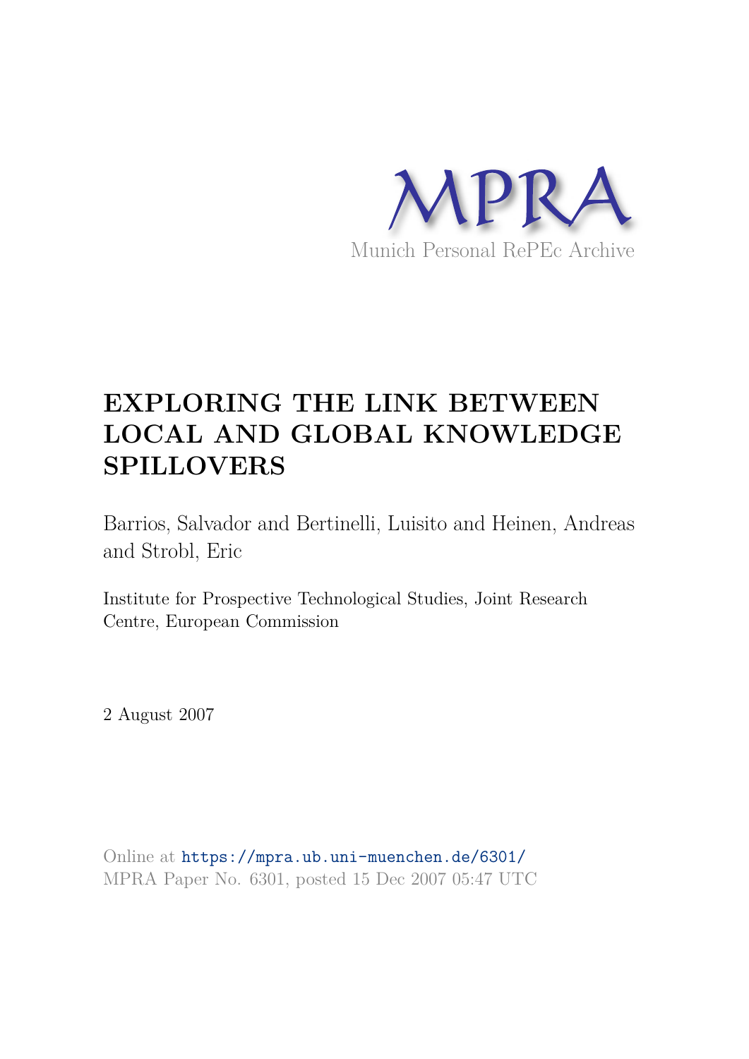MPRA

Munich Personal RePEc Archive

# EXPLORING THE LINK BETWEEN LOCAL AND GLOBAL KNOWLEDGE SPILLOVERS

Barrios, Salvador and Bertinelli, Luisito and Heinen, Andreas and Strobl, Eric

Institute for Prospective Technological Studies, Joint Research Centre, European Commission

2 August 2007

Online at https://mpra.ub.uni-muenchen.de/6301/
MPRA Paper No. 6301, posted 15 Dec 2007 05:47 UTC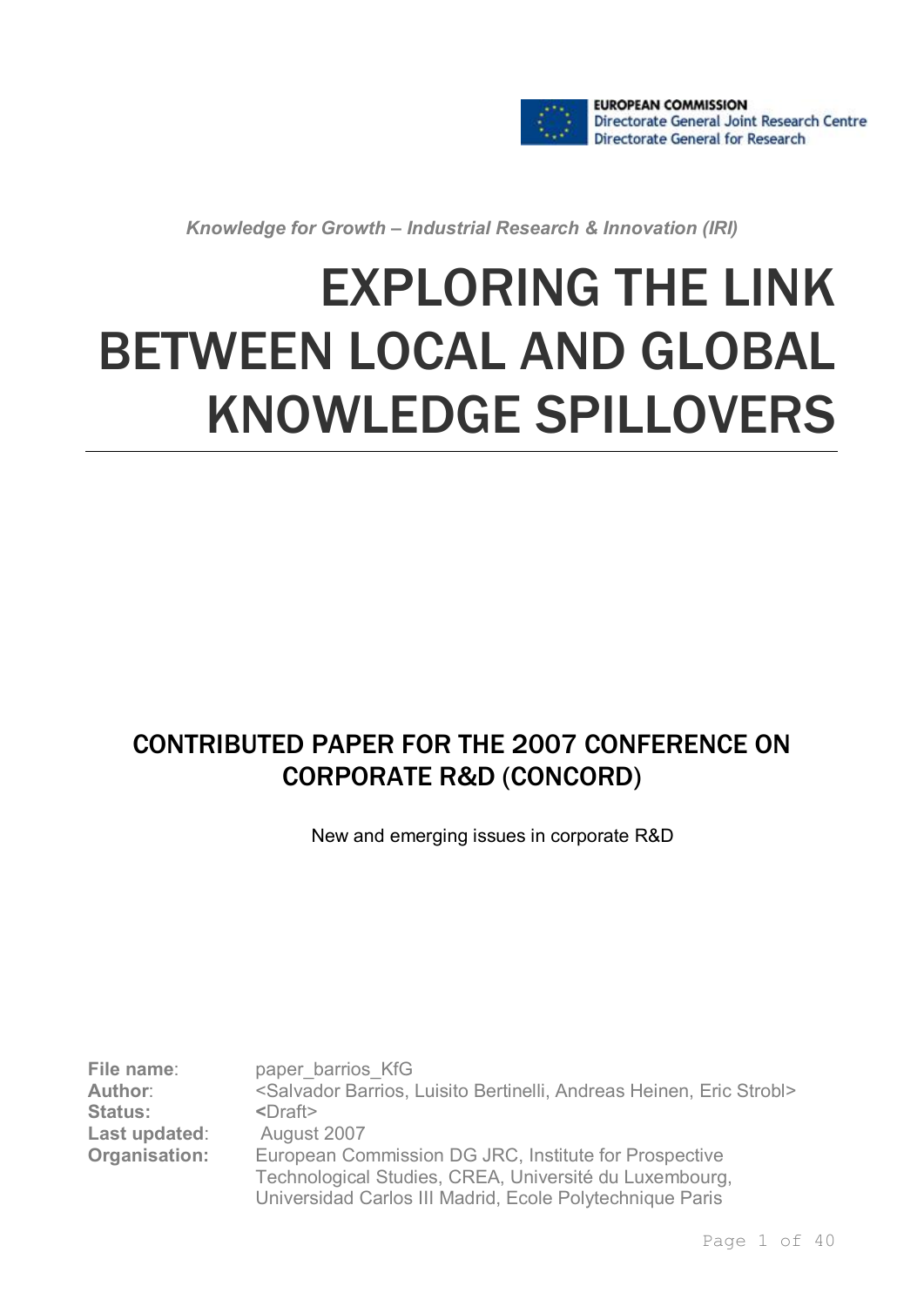EUROPEAN COMMISSION
Directorate General Joint Research Centre
Directorate General for Research

*Knowledge for Growth – Industrial Research & Innovation (IRI)*

# EXPLORING THE LINK BETWEEN LOCAL AND GLOBAL KNOWLEDGE SPILLOVERS

## CONTRIBUTED PAPER FOR THE 2007 CONFERENCE ON CORPORATE R&D (CONCORD)

New and emerging issues in corporate R&D

**File name**: paper_barrios_KfG
**Author**: <Salvador Barrios, Luisito Bertinelli, Andreas Heinen, Eric Strobl>
**Status:** <Draft>
**Last updated**: August 2007
**Organisation:** European Commission DG JRC, Institute for Prospective Technological Studies, CREA, Université du Luxembourg, Universidad Carlos III Madrid, Ecole Polytechnique Paris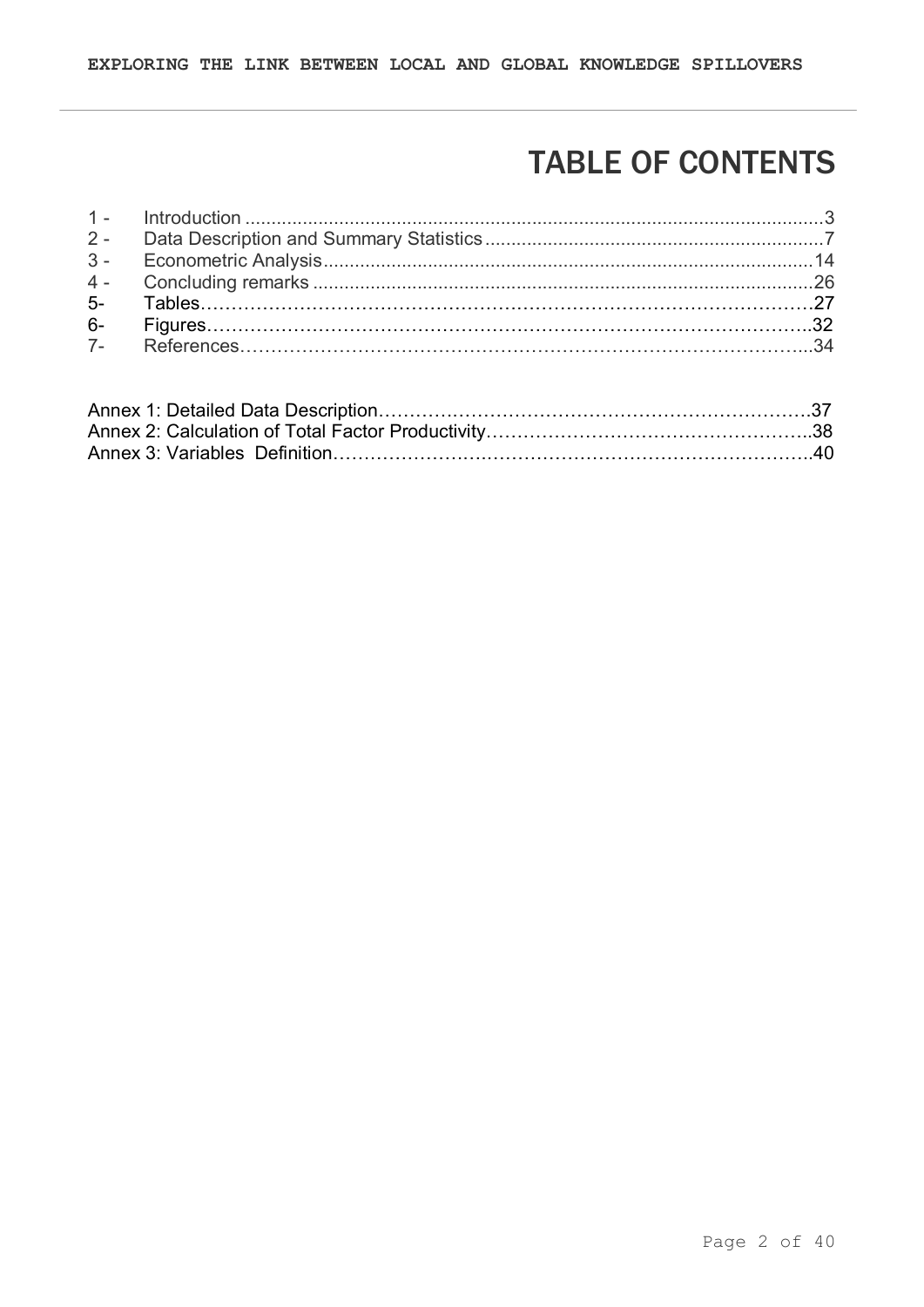# TABLE OF CONTENTS

| | | |
|---|---|---|
| 1 - | Introduction | 3 |
| 2 - | Data Description and Summary Statistics | 7 |
| 3 - | Econometric Analysis | 14 |
| 4 - | Concluding remarks | 26 |
| 5- | Tables | 27 |
| 6- | Figures | 32 |
| 7- | References | 34 |

| | |
|---|---|
| Annex 1: Detailed Data Description | 37 |
| Annex 2: Calculation of Total Factor Productivity | 38 |
| Annex 3: Variables Definition | 40 |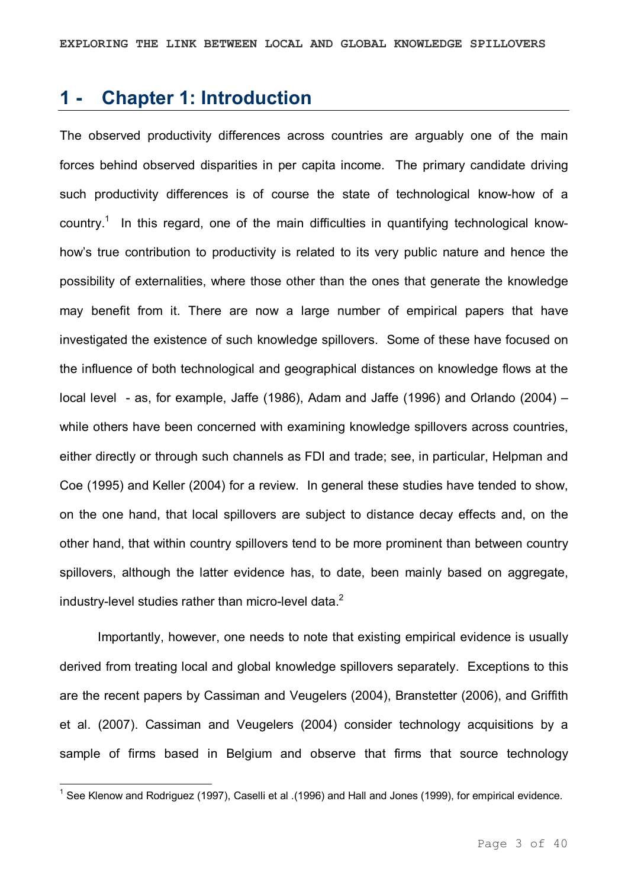# 1 - Chapter 1: Introduction

The observed productivity differences across countries are arguably one of the main forces behind observed disparities in per capita income. The primary candidate driving such productivity differences is of course the state of technological know-how of a country.[1] In this regard, one of the main difficulties in quantifying technological know-how's true contribution to productivity is related to its very public nature and hence the possibility of externalities, where those other than the ones that generate the knowledge may benefit from it. There are now a large number of empirical papers that have investigated the existence of such knowledge spillovers. Some of these have focused on the influence of both technological and geographical distances on knowledge flows at the local level - as, for example, Jaffe (1986), Adam and Jaffe (1996) and Orlando (2004) – while others have been concerned with examining knowledge spillovers across countries, either directly or through such channels as FDI and trade; see, in particular, Helpman and Coe (1995) and Keller (2004) for a review. In general these studies have tended to show, on the one hand, that local spillovers are subject to distance decay effects and, on the other hand, that within country spillovers tend to be more prominent than between country spillovers, although the latter evidence has, to date, been mainly based on aggregate, industry-level studies rather than micro-level data.[2]

Importantly, however, one needs to note that existing empirical evidence is usually derived from treating local and global knowledge spillovers separately. Exceptions to this are the recent papers by Cassiman and Veugelers (2004), Branstetter (2006), and Griffith et al. (2007). Cassiman and Veugelers (2004) consider technology acquisitions by a sample of firms based in Belgium and observe that firms that source technology

[1] See Klenow and Rodriguez (1997), Caselli et al .(1996) and Hall and Jones (1999), for empirical evidence.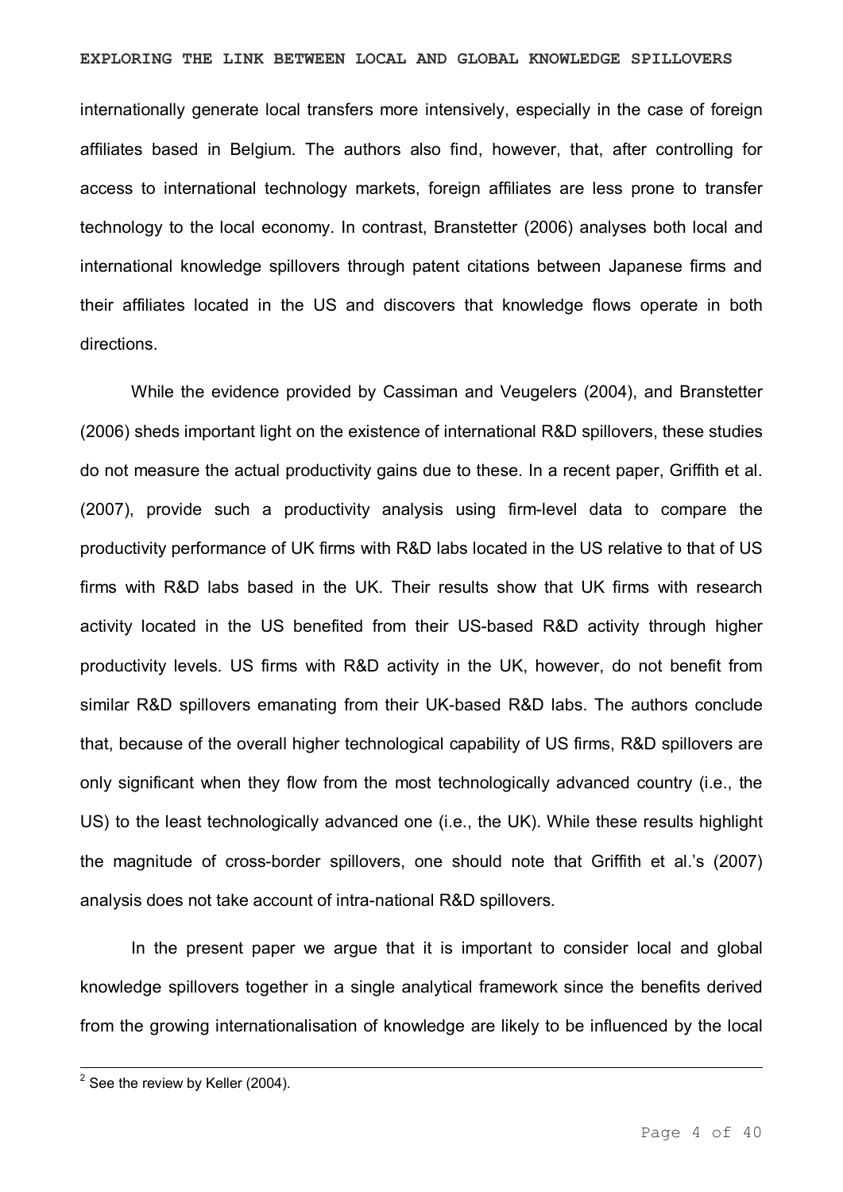internationally generate local transfers more intensively, especially in the case of foreign affiliates based in Belgium. The authors also find, however, that, after controlling for access to international technology markets, foreign affiliates are less prone to transfer technology to the local economy. In contrast, Branstetter (2006) analyses both local and international knowledge spillovers through patent citations between Japanese firms and their affiliates located in the US and discovers that knowledge flows operate in both directions.

While the evidence provided by Cassiman and Veugelers (2004), and Branstetter (2006) sheds important light on the existence of international R&D spillovers, these studies do not measure the actual productivity gains due to these. In a recent paper, Griffith et al. (2007), provide such a productivity analysis using firm-level data to compare the productivity performance of UK firms with R&D labs located in the US relative to that of US firms with R&D labs based in the UK. Their results show that UK firms with research activity located in the US benefited from their US-based R&D activity through higher productivity levels. US firms with R&D activity in the UK, however, do not benefit from similar R&D spillovers emanating from their UK-based R&D labs. The authors conclude that, because of the overall higher technological capability of US firms, R&D spillovers are only significant when they flow from the most technologically advanced country (i.e., the US) to the least technologically advanced one (i.e., the UK). While these results highlight the magnitude of cross-border spillovers, one should note that Griffith et al.'s (2007) analysis does not take account of intra-national R&D spillovers.

In the present paper we argue that it is important to consider local and global knowledge spillovers together in a single analytical framework since the benefits derived from the growing internationalisation of knowledge are likely to be influenced by the local

---

[2] See the review by Keller (2004).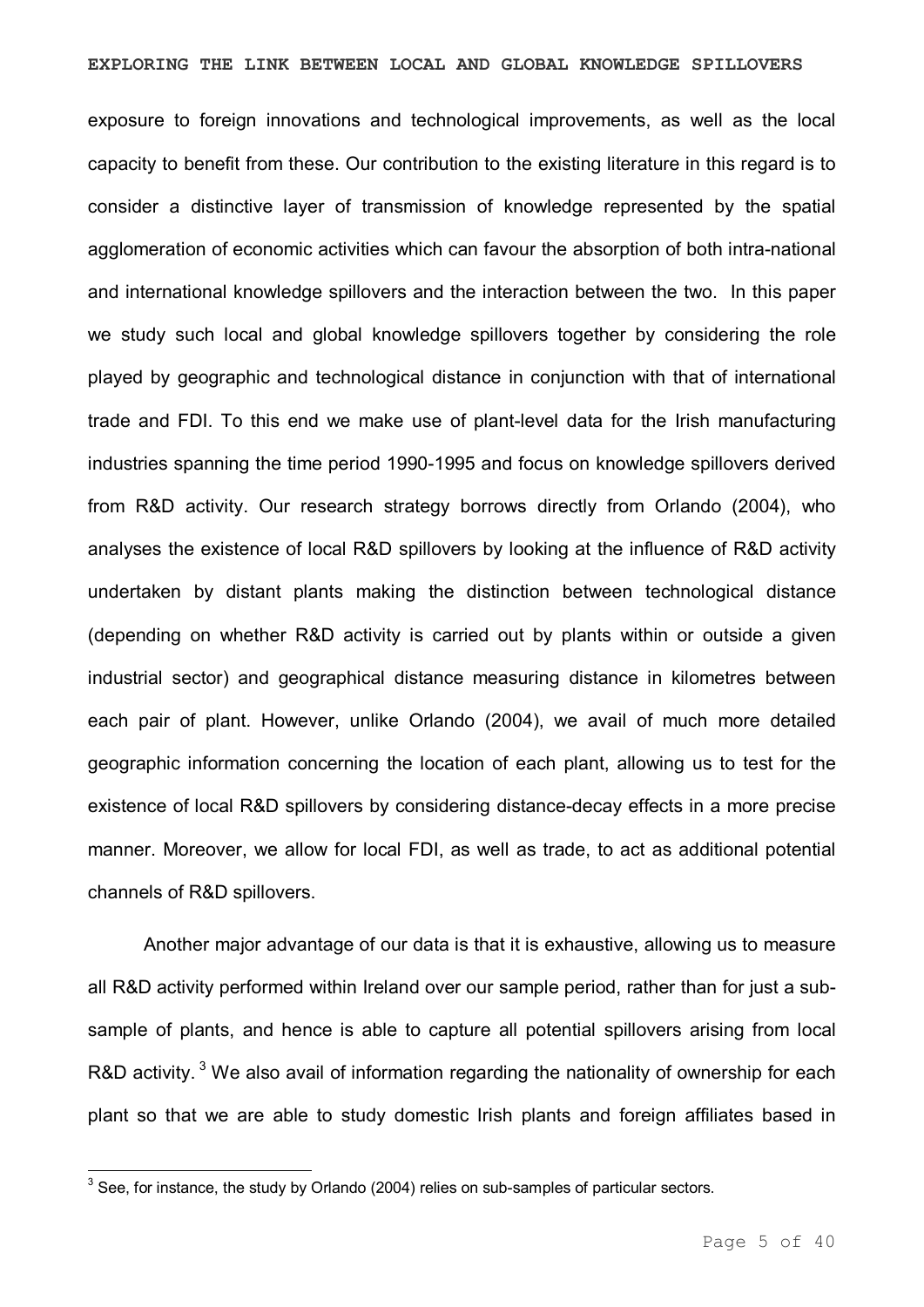exposure to foreign innovations and technological improvements, as well as the local capacity to benefit from these. Our contribution to the existing literature in this regard is to consider a distinctive layer of transmission of knowledge represented by the spatial agglomeration of economic activities which can favour the absorption of both intra-national and international knowledge spillovers and the interaction between the two. In this paper we study such local and global knowledge spillovers together by considering the role played by geographic and technological distance in conjunction with that of international trade and FDI. To this end we make use of plant-level data for the Irish manufacturing industries spanning the time period 1990-1995 and focus on knowledge spillovers derived from R&D activity. Our research strategy borrows directly from Orlando (2004), who analyses the existence of local R&D spillovers by looking at the influence of R&D activity undertaken by distant plants making the distinction between technological distance (depending on whether R&D activity is carried out by plants within or outside a given industrial sector) and geographical distance measuring distance in kilometres between each pair of plant. However, unlike Orlando (2004), we avail of much more detailed geographic information concerning the location of each plant, allowing us to test for the existence of local R&D spillovers by considering distance-decay effects in a more precise manner. Moreover, we allow for local FDI, as well as trade, to act as additional potential channels of R&D spillovers.

Another major advantage of our data is that it is exhaustive, allowing us to measure all R&D activity performed within Ireland over our sample period, rather than for just a sub-sample of plants, and hence is able to capture all potential spillovers arising from local R&D activity. [3] We also avail of information regarding the nationality of ownership for each plant so that we are able to study domestic Irish plants and foreign affiliates based in

[3] See, for instance, the study by Orlando (2004) relies on sub-samples of particular sectors.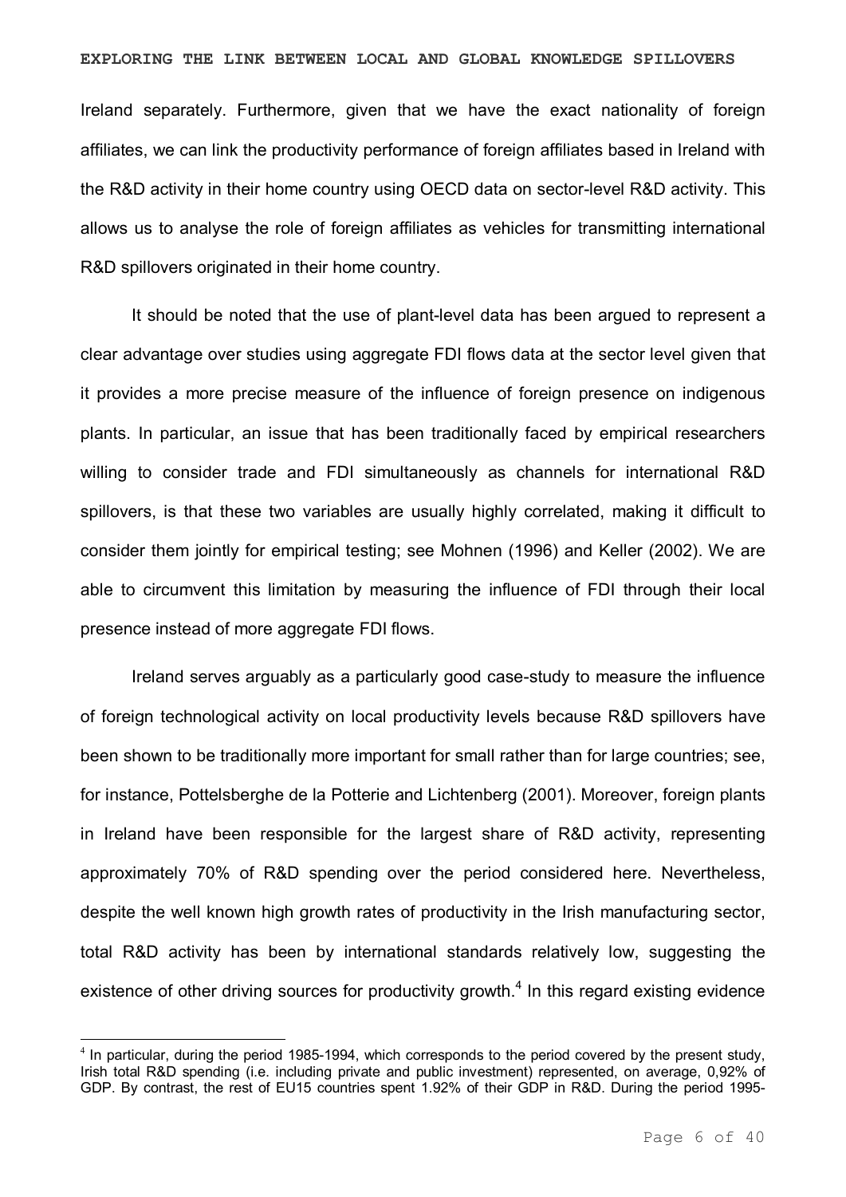Ireland separately. Furthermore, given that we have the exact nationality of foreign affiliates, we can link the productivity performance of foreign affiliates based in Ireland with the R&D activity in their home country using OECD data on sector-level R&D activity. This allows us to analyse the role of foreign affiliates as vehicles for transmitting international R&D spillovers originated in their home country.

It should be noted that the use of plant-level data has been argued to represent a clear advantage over studies using aggregate FDI flows data at the sector level given that it provides a more precise measure of the influence of foreign presence on indigenous plants. In particular, an issue that has been traditionally faced by empirical researchers willing to consider trade and FDI simultaneously as channels for international R&D spillovers, is that these two variables are usually highly correlated, making it difficult to consider them jointly for empirical testing; see Mohnen (1996) and Keller (2002). We are able to circumvent this limitation by measuring the influence of FDI through their local presence instead of more aggregate FDI flows.

Ireland serves arguably as a particularly good case-study to measure the influence of foreign technological activity on local productivity levels because R&D spillovers have been shown to be traditionally more important for small rather than for large countries; see, for instance, Pottelsberghe de la Potterie and Lichtenberg (2001). Moreover, foreign plants in Ireland have been responsible for the largest share of R&D activity, representing approximately 70% of R&D spending over the period considered here. Nevertheless, despite the well known high growth rates of productivity in the Irish manufacturing sector, total R&D activity has been by international standards relatively low, suggesting the existence of other driving sources for productivity growth.[4] In this regard existing evidence

[4] In particular, during the period 1985-1994, which corresponds to the period covered by the present study, Irish total R&D spending (i.e. including private and public investment) represented, on average, 0,92% of GDP. By contrast, the rest of EU15 countries spent 1.92% of their GDP in R&D. During the period 1995-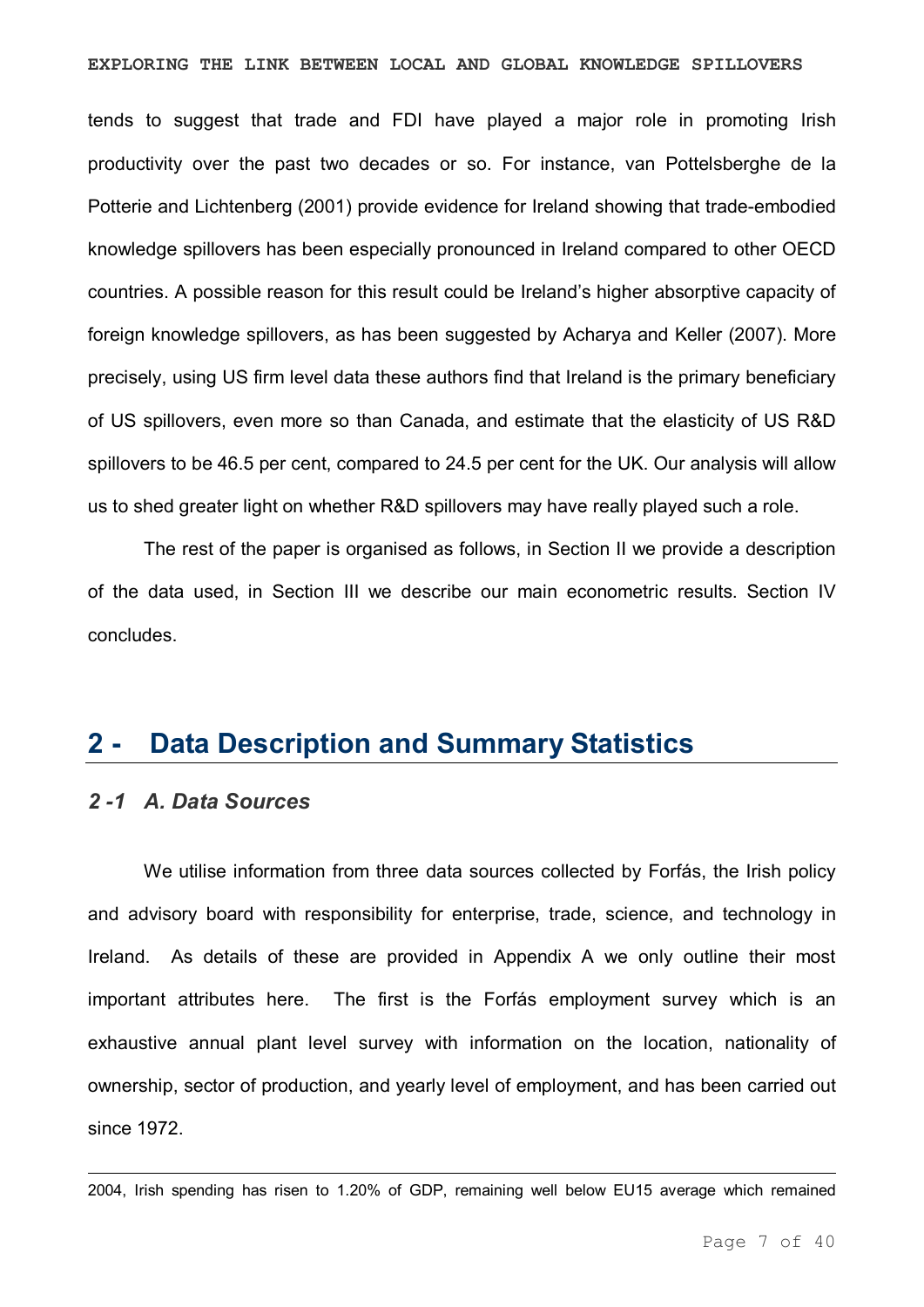tends to suggest that trade and FDI have played a major role in promoting Irish productivity over the past two decades or so. For instance, van Pottelsberghe de la Potterie and Lichtenberg (2001) provide evidence for Ireland showing that trade-embodied knowledge spillovers has been especially pronounced in Ireland compared to other OECD countries. A possible reason for this result could be Ireland's higher absorptive capacity of foreign knowledge spillovers, as has been suggested by Acharya and Keller (2007). More precisely, using US firm level data these authors find that Ireland is the primary beneficiary of US spillovers, even more so than Canada, and estimate that the elasticity of US R&D spillovers to be 46.5 per cent, compared to 24.5 per cent for the UK. Our analysis will allow us to shed greater light on whether R&D spillovers may have really played such a role.

The rest of the paper is organised as follows, in Section II we provide a description of the data used, in Section III we describe our main econometric results. Section IV concludes.

## 2 - Data Description and Summary Statistics

### *2 -1 A. Data Sources*

We utilise information from three data sources collected by Forfás, the Irish policy and advisory board with responsibility for enterprise, trade, science, and technology in Ireland. As details of these are provided in Appendix A we only outline their most important attributes here. The first is the Forfás employment survey which is an exhaustive annual plant level survey with information on the location, nationality of ownership, sector of production, and yearly level of employment, and has been carried out since 1972.

---

2004, Irish spending has risen to 1.20% of GDP, remaining well below EU15 average which remained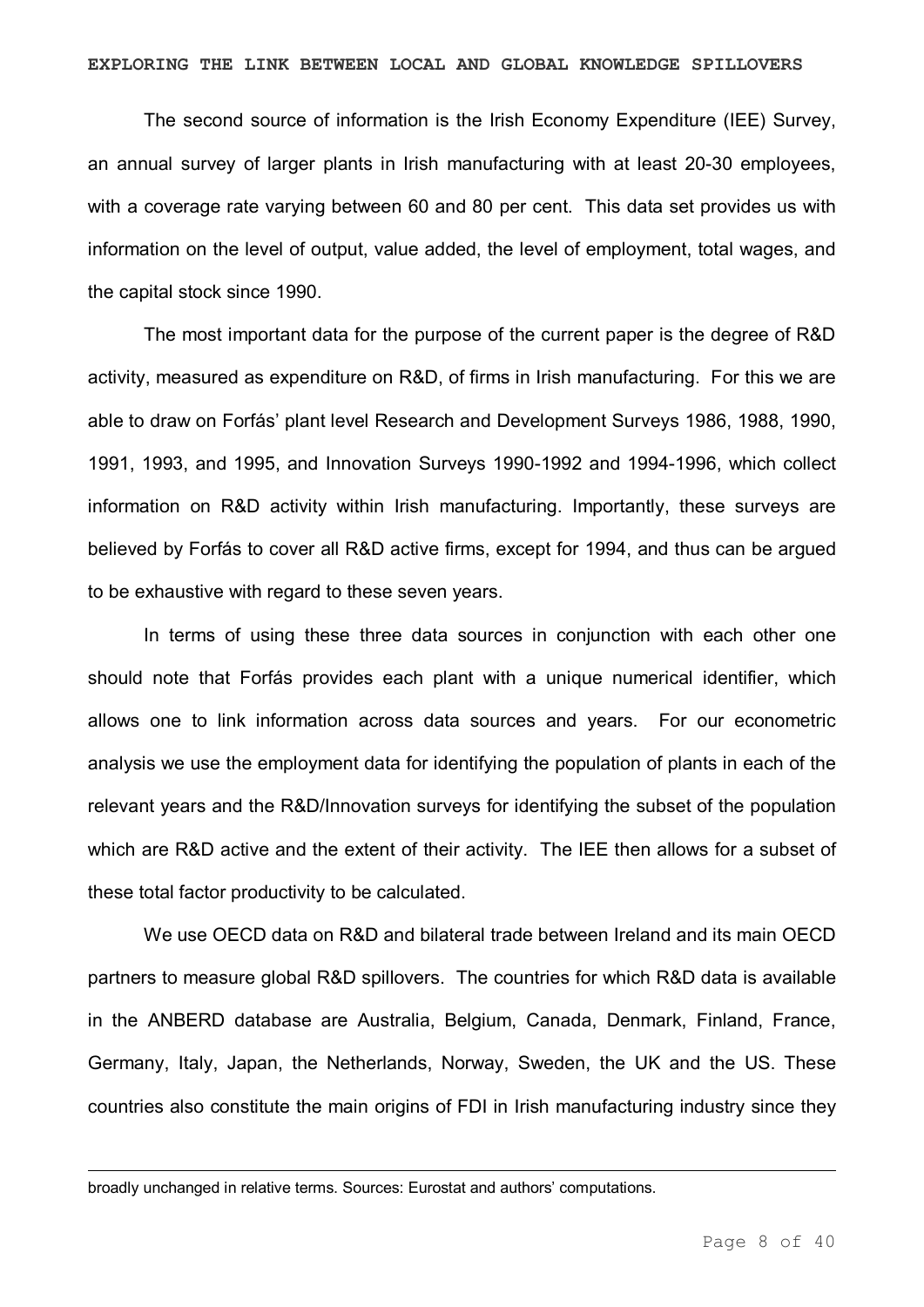The second source of information is the Irish Economy Expenditure (IEE) Survey, an annual survey of larger plants in Irish manufacturing with at least 20-30 employees, with a coverage rate varying between 60 and 80 per cent. This data set provides us with information on the level of output, value added, the level of employment, total wages, and the capital stock since 1990.

The most important data for the purpose of the current paper is the degree of R&D activity, measured as expenditure on R&D, of firms in Irish manufacturing. For this we are able to draw on Forfás' plant level Research and Development Surveys 1986, 1988, 1990, 1991, 1993, and 1995, and Innovation Surveys 1990-1992 and 1994-1996, which collect information on R&D activity within Irish manufacturing. Importantly, these surveys are believed by Forfás to cover all R&D active firms, except for 1994, and thus can be argued to be exhaustive with regard to these seven years.

In terms of using these three data sources in conjunction with each other one should note that Forfás provides each plant with a unique numerical identifier, which allows one to link information across data sources and years. For our econometric analysis we use the employment data for identifying the population of plants in each of the relevant years and the R&D/Innovation surveys for identifying the subset of the population which are R&D active and the extent of their activity. The IEE then allows for a subset of these total factor productivity to be calculated.

We use OECD data on R&D and bilateral trade between Ireland and its main OECD partners to measure global R&D spillovers. The countries for which R&D data is available in the ANBERD database are Australia, Belgium, Canada, Denmark, Finland, France, Germany, Italy, Japan, the Netherlands, Norway, Sweden, the UK and the US. These countries also constitute the main origins of FDI in Irish manufacturing industry since they

---

broadly unchanged in relative terms. Sources: Eurostat and authors' computations.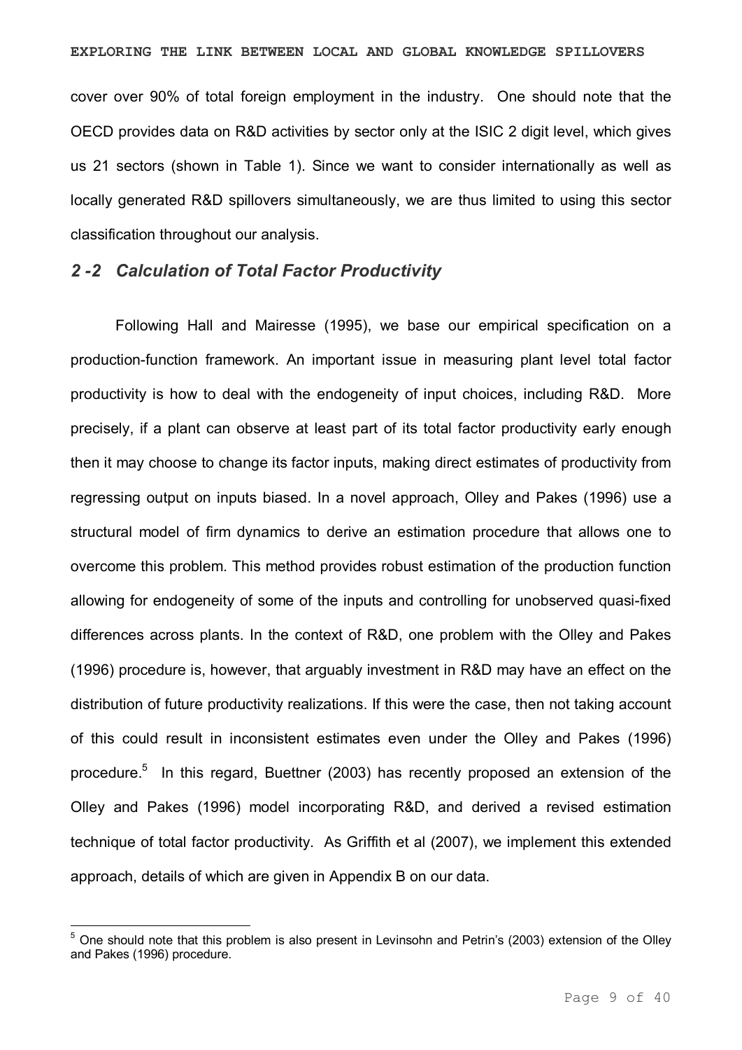cover over 90% of total foreign employment in the industry. One should note that the OECD provides data on R&D activities by sector only at the ISIC 2 digit level, which gives us 21 sectors (shown in Table 1). Since we want to consider internationally as well as locally generated R&D spillovers simultaneously, we are thus limited to using this sector classification throughout our analysis.

## *2 -2 Calculation of Total Factor Productivity*

Following Hall and Mairesse (1995), we base our empirical specification on a production-function framework. An important issue in measuring plant level total factor productivity is how to deal with the endogeneity of input choices, including R&D. More precisely, if a plant can observe at least part of its total factor productivity early enough then it may choose to change its factor inputs, making direct estimates of productivity from regressing output on inputs biased. In a novel approach, Olley and Pakes (1996) use a structural model of firm dynamics to derive an estimation procedure that allows one to overcome this problem. This method provides robust estimation of the production function allowing for endogeneity of some of the inputs and controlling for unobserved quasi-fixed differences across plants. In the context of R&D, one problem with the Olley and Pakes (1996) procedure is, however, that arguably investment in R&D may have an effect on the distribution of future productivity realizations. If this were the case, then not taking account of this could result in inconsistent estimates even under the Olley and Pakes (1996) procedure.[5] In this regard, Buettner (2003) has recently proposed an extension of the Olley and Pakes (1996) model incorporating R&D, and derived a revised estimation technique of total factor productivity. As Griffith et al (2007), we implement this extended approach, details of which are given in Appendix B on our data.

[5] One should note that this problem is also present in Levinsohn and Petrin's (2003) extension of the Olley and Pakes (1996) procedure.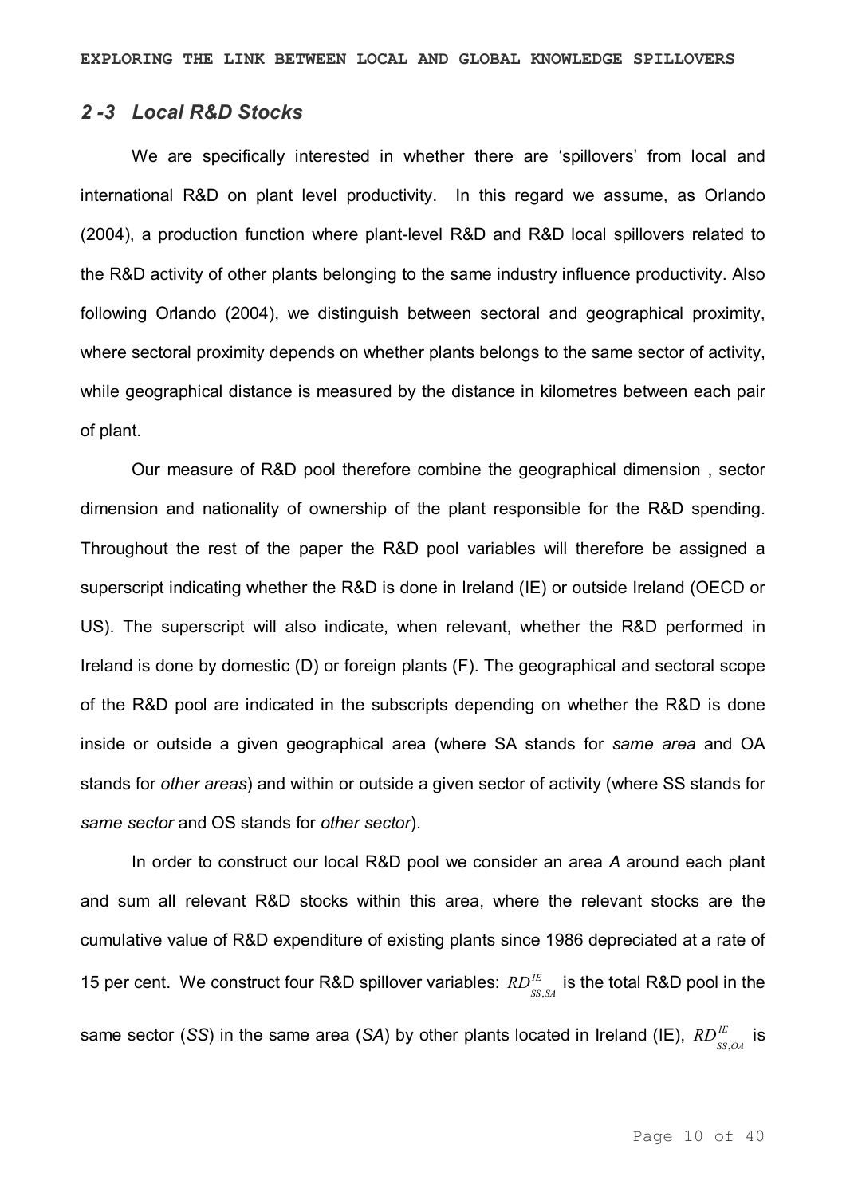## 2 -3 Local R&D Stocks

We are specifically interested in whether there are 'spillovers' from local and international R&D on plant level productivity. In this regard we assume, as Orlando (2004), a production function where plant-level R&D and R&D local spillovers related to the R&D activity of other plants belonging to the same industry influence productivity. Also following Orlando (2004), we distinguish between sectoral and geographical proximity, where sectoral proximity depends on whether plants belongs to the same sector of activity, while geographical distance is measured by the distance in kilometres between each pair of plant.

Our measure of R&D pool therefore combine the geographical dimension , sector dimension and nationality of ownership of the plant responsible for the R&D spending. Throughout the rest of the paper the R&D pool variables will therefore be assigned a superscript indicating whether the R&D is done in Ireland (IE) or outside Ireland (OECD or US). The superscript will also indicate, when relevant, whether the R&D performed in Ireland is done by domestic (D) or foreign plants (F). The geographical and sectoral scope of the R&D pool are indicated in the subscripts depending on whether the R&D is done inside or outside a given geographical area (where SA stands for *same area* and OA stands for *other areas*) and within or outside a given sector of activity (where SS stands for *same sector* and OS stands for *other sector*).

In order to construct our local R&D pool we consider an area *A* around each plant and sum all relevant R&D stocks within this area, where the relevant stocks are the cumulative value of R&D expenditure of existing plants since 1986 depreciated at a rate of 15 per cent. We construct four R&D spillover variables: $RD^{IE}_{SS,SA}$ is the total R&D pool in the same sector (*SS*) in the same area (*SA*) by other plants located in Ireland (IE), $RD^{IE}_{SS,OA}$ is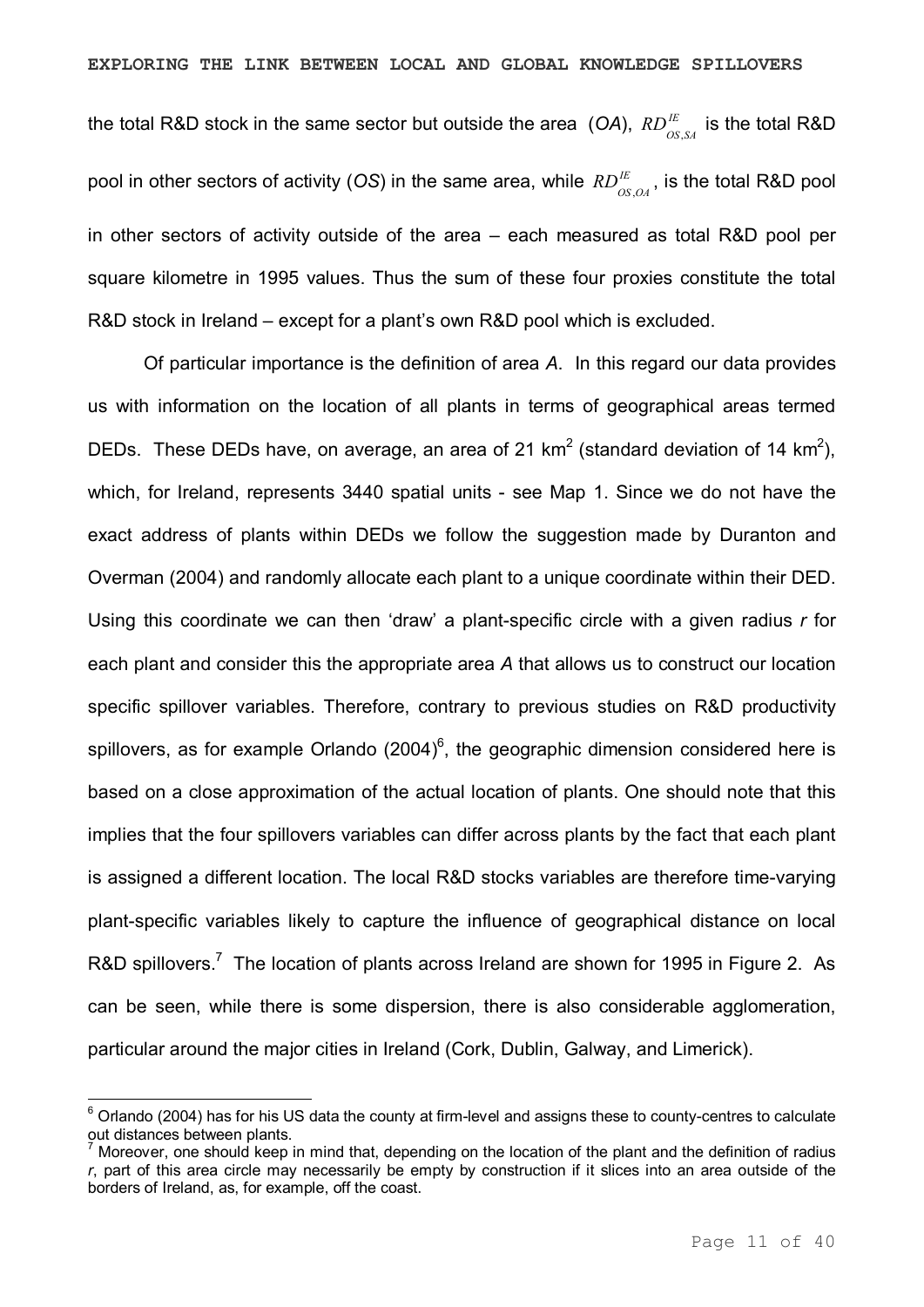the total R&D stock in the same sector but outside the area (*OA*), $RD^{IE}_{OS,SA}$ is the total R&D pool in other sectors of activity (*OS*) in the same area, while $RD^{IE}_{OS,OA}$, is the total R&D pool in other sectors of activity outside of the area – each measured as total R&D pool per square kilometre in 1995 values. Thus the sum of these four proxies constitute the total R&D stock in Ireland – except for a plant's own R&D pool which is excluded.

Of particular importance is the definition of area *A*. In this regard our data provides us with information on the location of all plants in terms of geographical areas termed DEDs. These DEDs have, on average, an area of 21 km$^2$ (standard deviation of 14 km$^2$), which, for Ireland, represents 3440 spatial units - see Map 1. Since we do not have the exact address of plants within DEDs we follow the suggestion made by Duranton and Overman (2004) and randomly allocate each plant to a unique coordinate within their DED. Using this coordinate we can then 'draw' a plant-specific circle with a given radius *r* for each plant and consider this the appropriate area *A* that allows us to construct our location specific spillover variables. Therefore, contrary to previous studies on R&D productivity spillovers, as for example Orlando (2004)[6], the geographic dimension considered here is based on a close approximation of the actual location of plants. One should note that this implies that the four spillovers variables can differ across plants by the fact that each plant is assigned a different location. The local R&D stocks variables are therefore time-varying plant-specific variables likely to capture the influence of geographical distance on local R&D spillovers.[7] The location of plants across Ireland are shown for 1995 in Figure 2. As can be seen, while there is some dispersion, there is also considerable agglomeration, particular around the major cities in Ireland (Cork, Dublin, Galway, and Limerick).

---

[6] Orlando (2004) has for his US data the county at firm-level and assigns these to county-centres to calculate out distances between plants.

[7] Moreover, one should keep in mind that, depending on the location of the plant and the definition of radius *r*, part of this area circle may necessarily be empty by construction if it slices into an area outside of the borders of Ireland, as, for example, off the coast.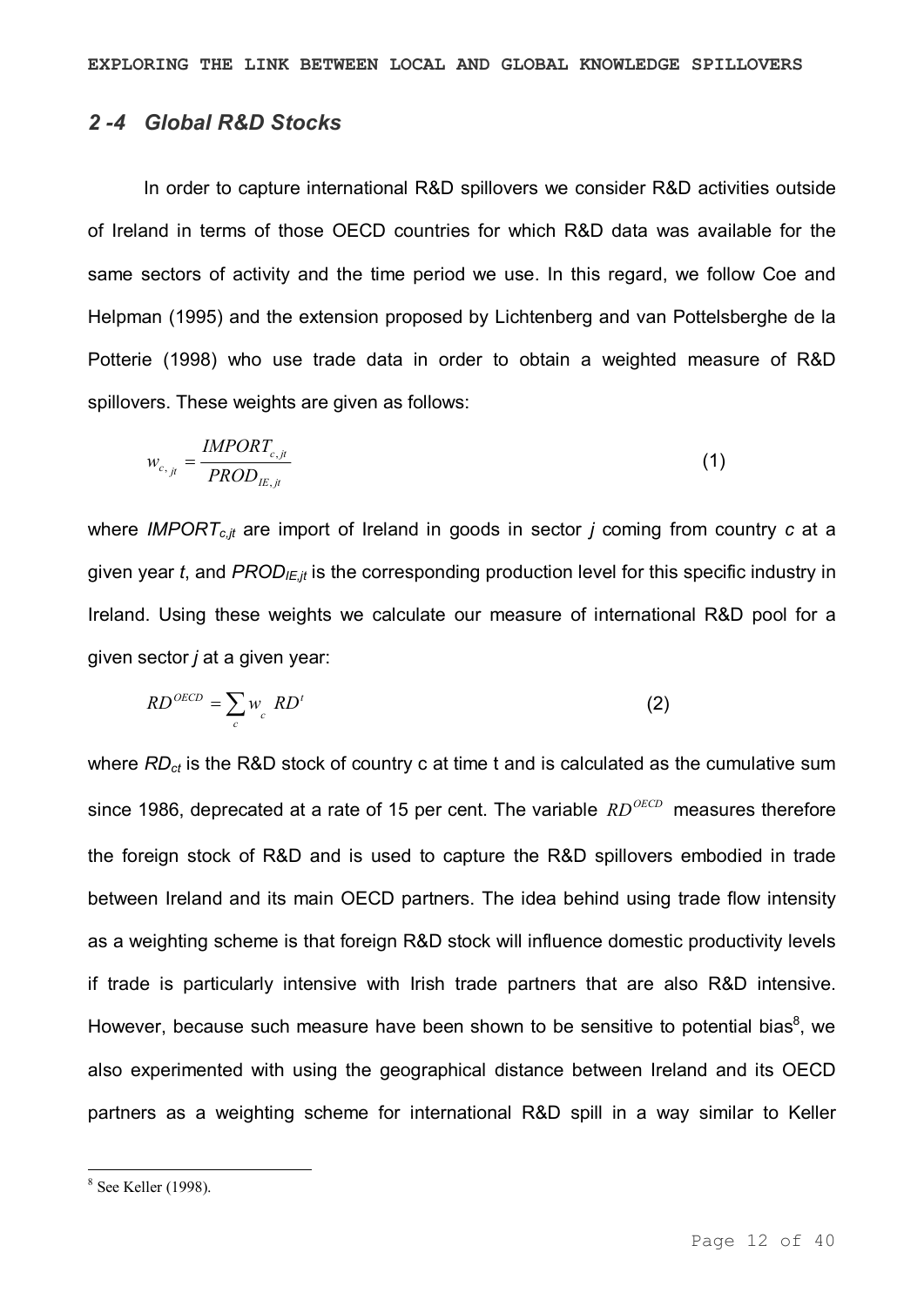## *2 -4 Global R&D Stocks*

In order to capture international R&D spillovers we consider R&D activities outside of Ireland in terms of those OECD countries for which R&D data was available for the same sectors of activity and the time period we use. In this regard, we follow Coe and Helpman (1995) and the extension proposed by Lichtenberg and van Pottelsberghe de la Potterie (1998) who use trade data in order to obtain a weighted measure of R&D spillovers. These weights are given as follows:

$$w_{c,jt} = \frac{IMPORT_{c,jt}}{PROD_{IE,jt}} \tag{1}$$

where $IMPORT_{c,jt}$ are import of Ireland in goods in sector *j* coming from country *c* at a given year *t*, and $PROD_{IE,jt}$ is the corresponding production level for this specific industry in Ireland. Using these weights we calculate our measure of international R&D pool for a given sector *j* at a given year:

$$RD^{OECD} = \sum_{c} w_{c} \, RD^{t} \tag{2}$$

where $RD_{ct}$ is the R&D stock of country c at time t and is calculated as the cumulative sum since 1986, deprecated at a rate of 15 per cent. The variable $RD^{OECD}$ measures therefore the foreign stock of R&D and is used to capture the R&D spillovers embodied in trade between Ireland and its main OECD partners. The idea behind using trade flow intensity as a weighting scheme is that foreign R&D stock will influence domestic productivity levels if trade is particularly intensive with Irish trade partners that are also R&D intensive. However, because such measure have been shown to be sensitive to potential bias[8], we also experimented with using the geographical distance between Ireland and its OECD partners as a weighting scheme for international R&D spill in a way similar to Keller

[8] See Keller (1998).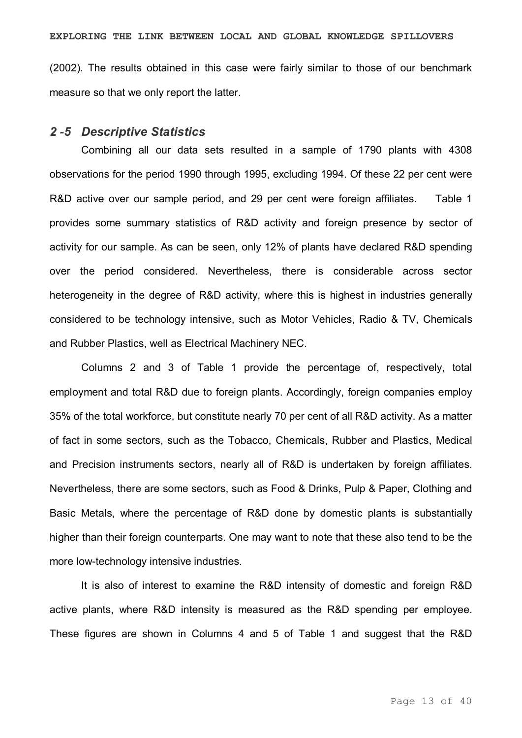(2002). The results obtained in this case were fairly similar to those of our benchmark measure so that we only report the latter.

## *2 -5 Descriptive Statistics*

Combining all our data sets resulted in a sample of 1790 plants with 4308 observations for the period 1990 through 1995, excluding 1994. Of these 22 per cent were R&D active over our sample period, and 29 per cent were foreign affiliates. Table 1 provides some summary statistics of R&D activity and foreign presence by sector of activity for our sample. As can be seen, only 12% of plants have declared R&D spending over the period considered. Nevertheless, there is considerable across sector heterogeneity in the degree of R&D activity, where this is highest in industries generally considered to be technology intensive, such as Motor Vehicles, Radio & TV, Chemicals and Rubber Plastics, well as Electrical Machinery NEC.

Columns 2 and 3 of Table 1 provide the percentage of, respectively, total employment and total R&D due to foreign plants. Accordingly, foreign companies employ 35% of the total workforce, but constitute nearly 70 per cent of all R&D activity. As a matter of fact in some sectors, such as the Tobacco, Chemicals, Rubber and Plastics, Medical and Precision instruments sectors, nearly all of R&D is undertaken by foreign affiliates. Nevertheless, there are some sectors, such as Food & Drinks, Pulp & Paper, Clothing and Basic Metals, where the percentage of R&D done by domestic plants is substantially higher than their foreign counterparts. One may want to note that these also tend to be the more low-technology intensive industries.

It is also of interest to examine the R&D intensity of domestic and foreign R&D active plants, where R&D intensity is measured as the R&D spending per employee. These figures are shown in Columns 4 and 5 of Table 1 and suggest that the R&D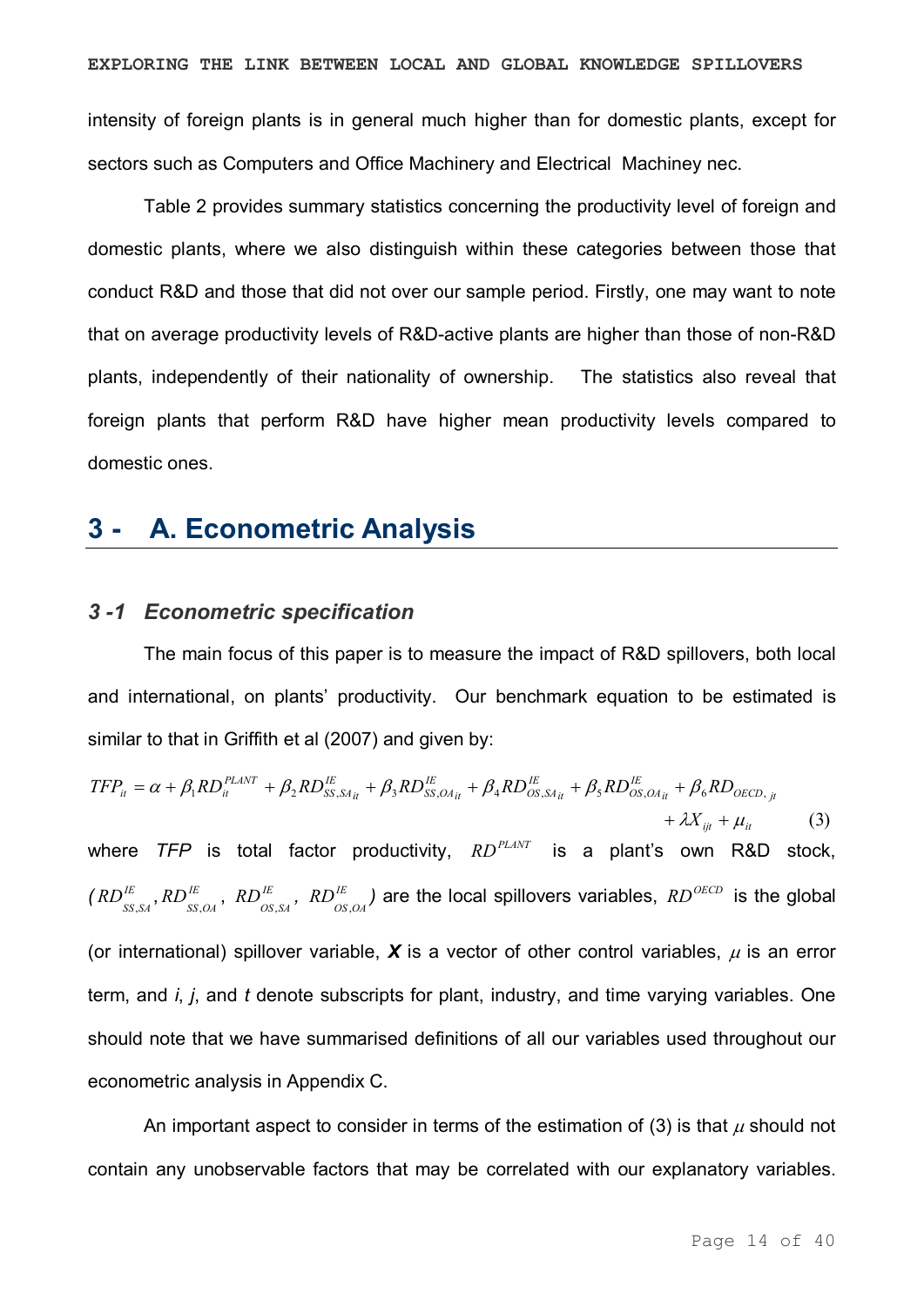intensity of foreign plants is in general much higher than for domestic plants, except for sectors such as Computers and Office Machinery and Electrical Machiney nec.

Table 2 provides summary statistics concerning the productivity level of foreign and domestic plants, where we also distinguish within these categories between those that conduct R&D and those that did not over our sample period. Firstly, one may want to note that on average productivity levels of R&D-active plants are higher than those of non-R&D plants, independently of their nationality of ownership. The statistics also reveal that foreign plants that perform R&D have higher mean productivity levels compared to domestic ones.

# 3 - A. Econometric Analysis

## *3 -1 Econometric specification*

The main focus of this paper is to measure the impact of R&D spillovers, both local and international, on plants' productivity. Our benchmark equation to be estimated is similar to that in Griffith et al (2007) and given by:

$$TFP_{it} = \alpha + \beta_1 RD_{it}^{PLANT} + \beta_2 RD_{SS,SA_{it}}^{IE} + \beta_3 RD_{SS,OA_{it}}^{IE} + \beta_4 RD_{OS,SA_{it}}^{IE} + \beta_5 RD_{OS,OA_{it}}^{IE} + \beta_6 RD_{OECD,\,jt} + \lambda X_{ijt} + \mu_{it} \qquad (3)$$

where *TFP* is total factor productivity, $RD^{PLANT}$ is a plant's own R&D stock, ($RD_{SS,SA}^{IE}$, $RD_{SS,OA}^{IE}$, $RD_{OS,SA}^{IE}$, $RD_{OS,OA}^{IE}$) are the local spillovers variables, $RD^{OECD}$ is the global (or international) spillover variable, $\boldsymbol{X}$ is a vector of other control variables, $\mu$ is an error term, and *i*, *j*, and *t* denote subscripts for plant, industry, and time varying variables. One should note that we have summarised definitions of all our variables used throughout our econometric analysis in Appendix C.

An important aspect to consider in terms of the estimation of (3) is that $\mu$ should not contain any unobservable factors that may be correlated with our explanatory variables.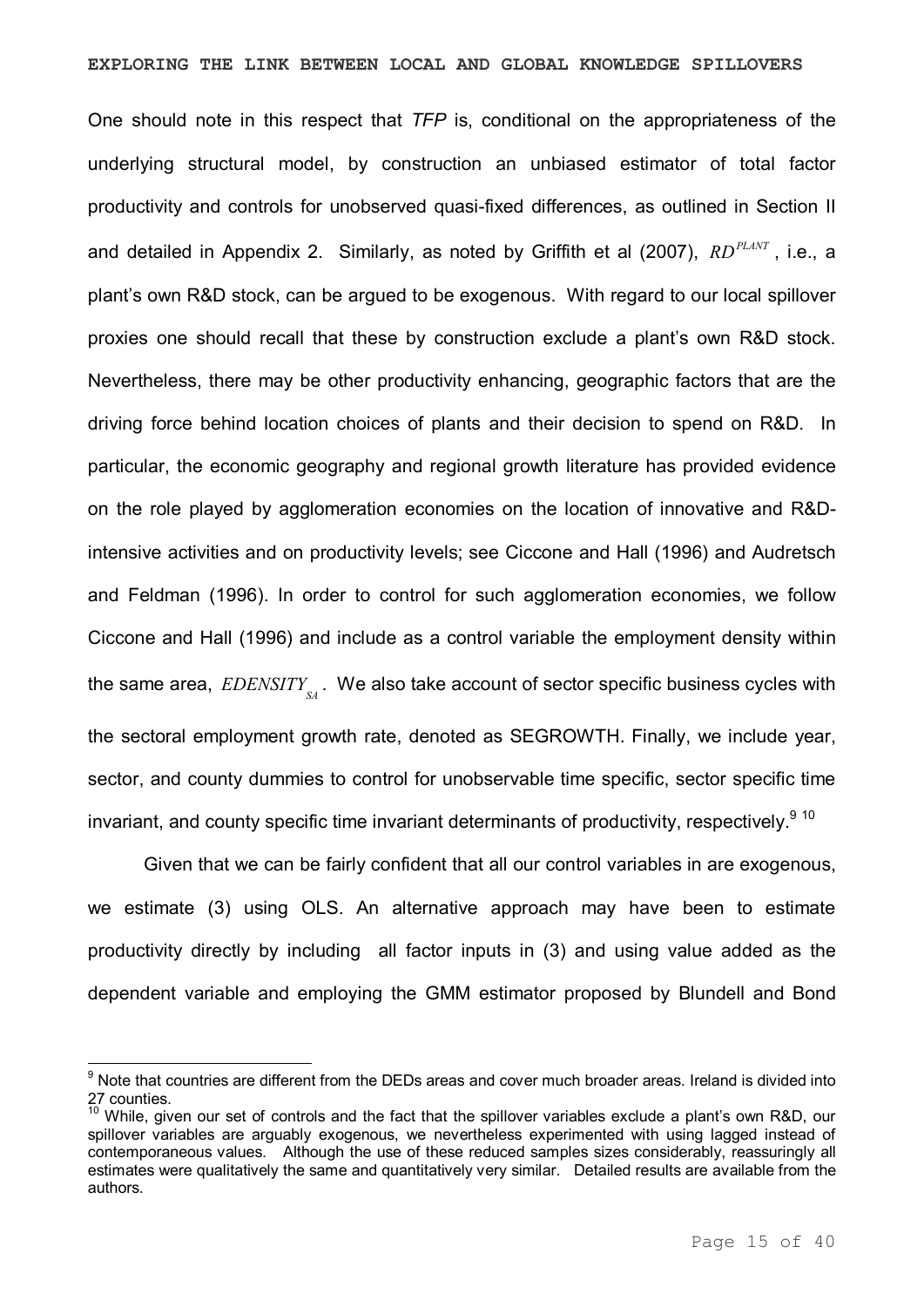One should note in this respect that *TFP* is, conditional on the appropriateness of the underlying structural model, by construction an unbiased estimator of total factor productivity and controls for unobserved quasi-fixed differences, as outlined in Section II and detailed in Appendix 2. Similarly, as noted by Griffith et al (2007), $RD^{PLANT}$, i.e., a plant's own R&D stock, can be argued to be exogenous. With regard to our local spillover proxies one should recall that these by construction exclude a plant's own R&D stock. Nevertheless, there may be other productivity enhancing, geographic factors that are the driving force behind location choices of plants and their decision to spend on R&D. In particular, the economic geography and regional growth literature has provided evidence on the role played by agglomeration economies on the location of innovative and R&D-intensive activities and on productivity levels; see Ciccone and Hall (1996) and Audretsch and Feldman (1996). In order to control for such agglomeration economies, we follow Ciccone and Hall (1996) and include as a control variable the employment density within the same area, $EDENSITY_{SA}$. We also take account of sector specific business cycles with the sectoral employment growth rate, denoted as SEGROWTH. Finally, we include year, sector, and county dummies to control for unobservable time specific, sector specific time invariant, and county specific time invariant determinants of productivity, respectively.[9] [10]

Given that we can be fairly confident that all our control variables in are exogenous, we estimate (3) using OLS. An alternative approach may have been to estimate productivity directly by including all factor inputs in (3) and using value added as the dependent variable and employing the GMM estimator proposed by Blundell and Bond

---

[9] Note that countries are different from the DEDs areas and cover much broader areas. Ireland is divided into 27 counties.

[10] While, given our set of controls and the fact that the spillover variables exclude a plant's own R&D, our spillover variables are arguably exogenous, we nevertheless experimented with using lagged instead of contemporaneous values. Although the use of these reduced samples sizes considerably, reassuringly all estimates were qualitatively the same and quantitatively very similar. Detailed results are available from the authors.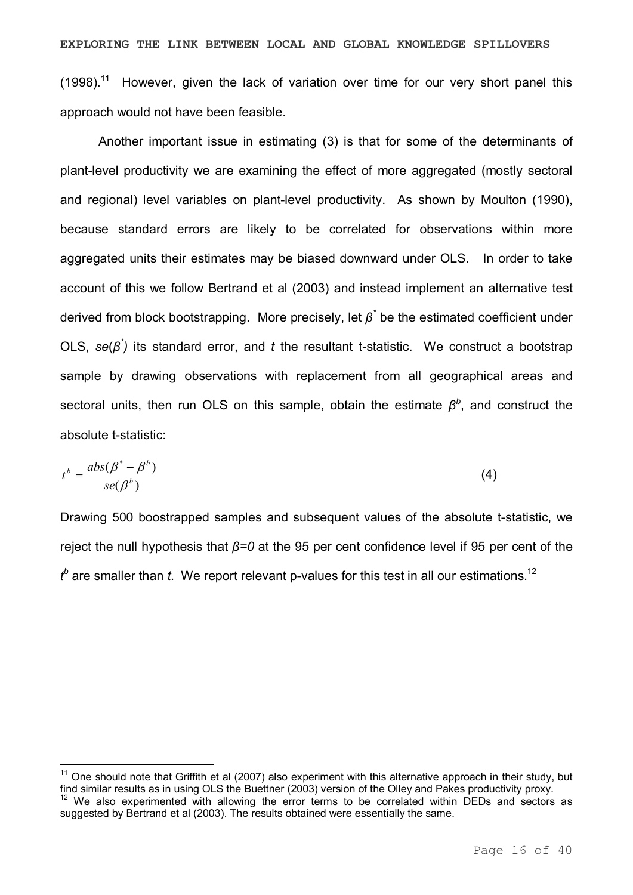(1998).[11] However, given the lack of variation over time for our very short panel this approach would not have been feasible.

Another important issue in estimating (3) is that for some of the determinants of plant-level productivity we are examining the effect of more aggregated (mostly sectoral and regional) level variables on plant-level productivity. As shown by Moulton (1990), because standard errors are likely to be correlated for observations within more aggregated units their estimates may be biased downward under OLS. In order to take account of this we follow Bertrand et al (2003) and instead implement an alternative test derived from block bootstrapping. More precisely, let $\beta^*$ be the estimated coefficient under OLS, $se(\beta^*)$ its standard error, and $t$ the resultant t-statistic. We construct a bootstrap sample by drawing observations with replacement from all geographical areas and sectoral units, then run OLS on this sample, obtain the estimate $\beta^b$, and construct the absolute t-statistic:

$$t^b = \frac{abs(\beta^* - \beta^b)}{se(\beta^b)} \tag{4}$$

Drawing 500 boostrapped samples and subsequent values of the absolute t-statistic, we reject the null hypothesis that $\beta=0$ at the 95 per cent confidence level if 95 per cent of the $t^b$ are smaller than $t$. We report relevant p-values for this test in all our estimations.[12]

---

[11] One should note that Griffith et al (2007) also experiment with this alternative approach in their study, but find similar results as in using OLS the Buettner (2003) version of the Olley and Pakes productivity proxy.

[12] We also experimented with allowing the error terms to be correlated within DEDs and sectors as suggested by Bertrand et al (2003). The results obtained were essentially the same.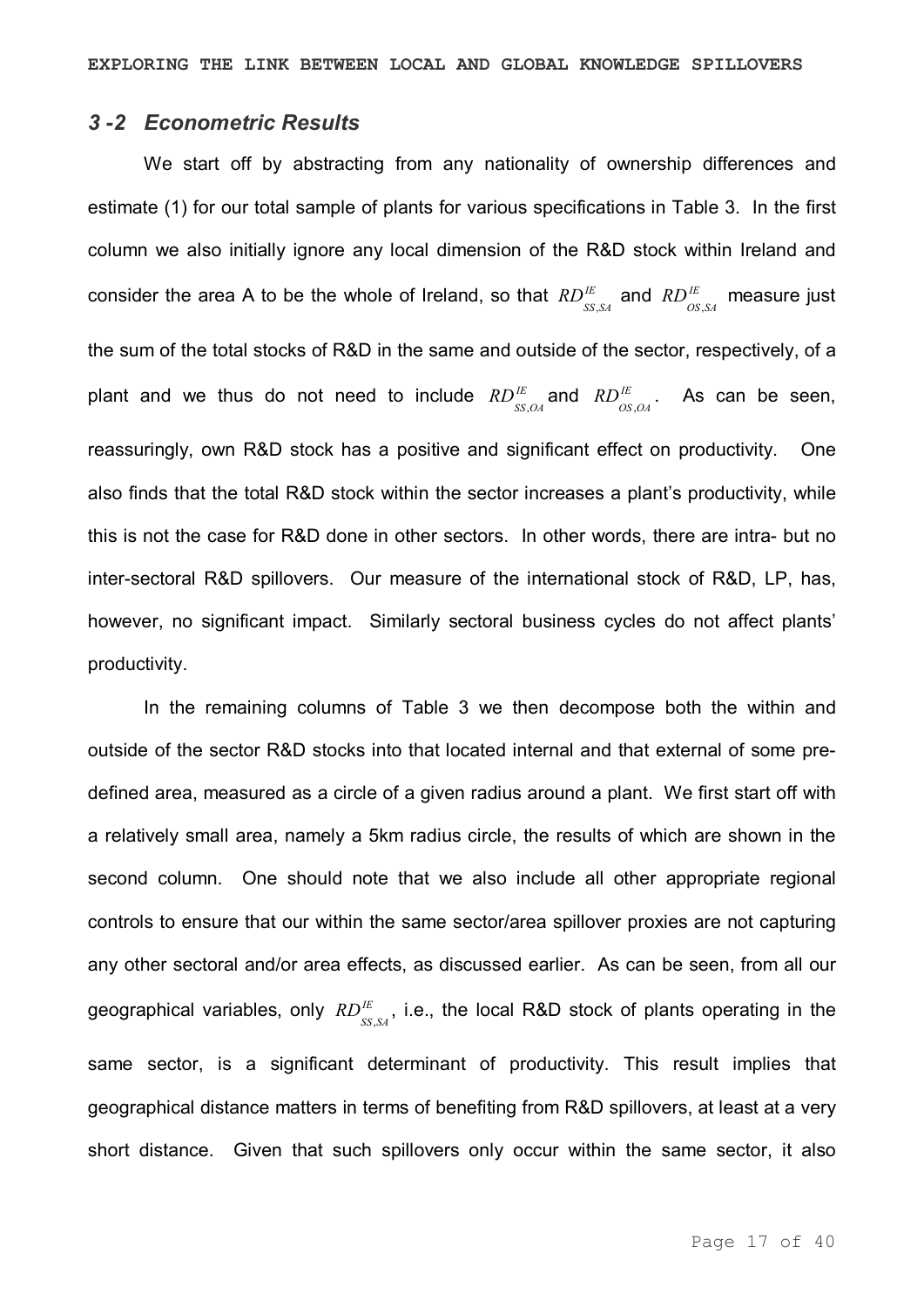## 3-2 *Econometric Results*

We start off by abstracting from any nationality of ownership differences and estimate (1) for our total sample of plants for various specifications in Table 3. In the first column we also initially ignore any local dimension of the R&D stock within Ireland and consider the area A to be the whole of Ireland, so that $RD^{IE}_{SS,SA}$ and $RD^{IE}_{OS,SA}$ measure just the sum of the total stocks of R&D in the same and outside of the sector, respectively, of a plant and we thus do not need to include $RD^{IE}_{SS,OA}$ and $RD^{IE}_{OS,OA}$. As can be seen, reassuringly, own R&D stock has a positive and significant effect on productivity. One also finds that the total R&D stock within the sector increases a plant's productivity, while this is not the case for R&D done in other sectors. In other words, there are intra- but no inter-sectoral R&D spillovers. Our measure of the international stock of R&D, LP, has, however, no significant impact. Similarly sectoral business cycles do not affect plants' productivity.

In the remaining columns of Table 3 we then decompose both the within and outside of the sector R&D stocks into that located internal and that external of some pre-defined area, measured as a circle of a given radius around a plant. We first start off with a relatively small area, namely a 5km radius circle, the results of which are shown in the second column. One should note that we also include all other appropriate regional controls to ensure that our within the same sector/area spillover proxies are not capturing any other sectoral and/or area effects, as discussed earlier. As can be seen, from all our geographical variables, only $RD^{IE}_{SS,SA}$, i.e., the local R&D stock of plants operating in the same sector, is a significant determinant of productivity. This result implies that geographical distance matters in terms of benefiting from R&D spillovers, at least at a very short distance. Given that such spillovers only occur within the same sector, it also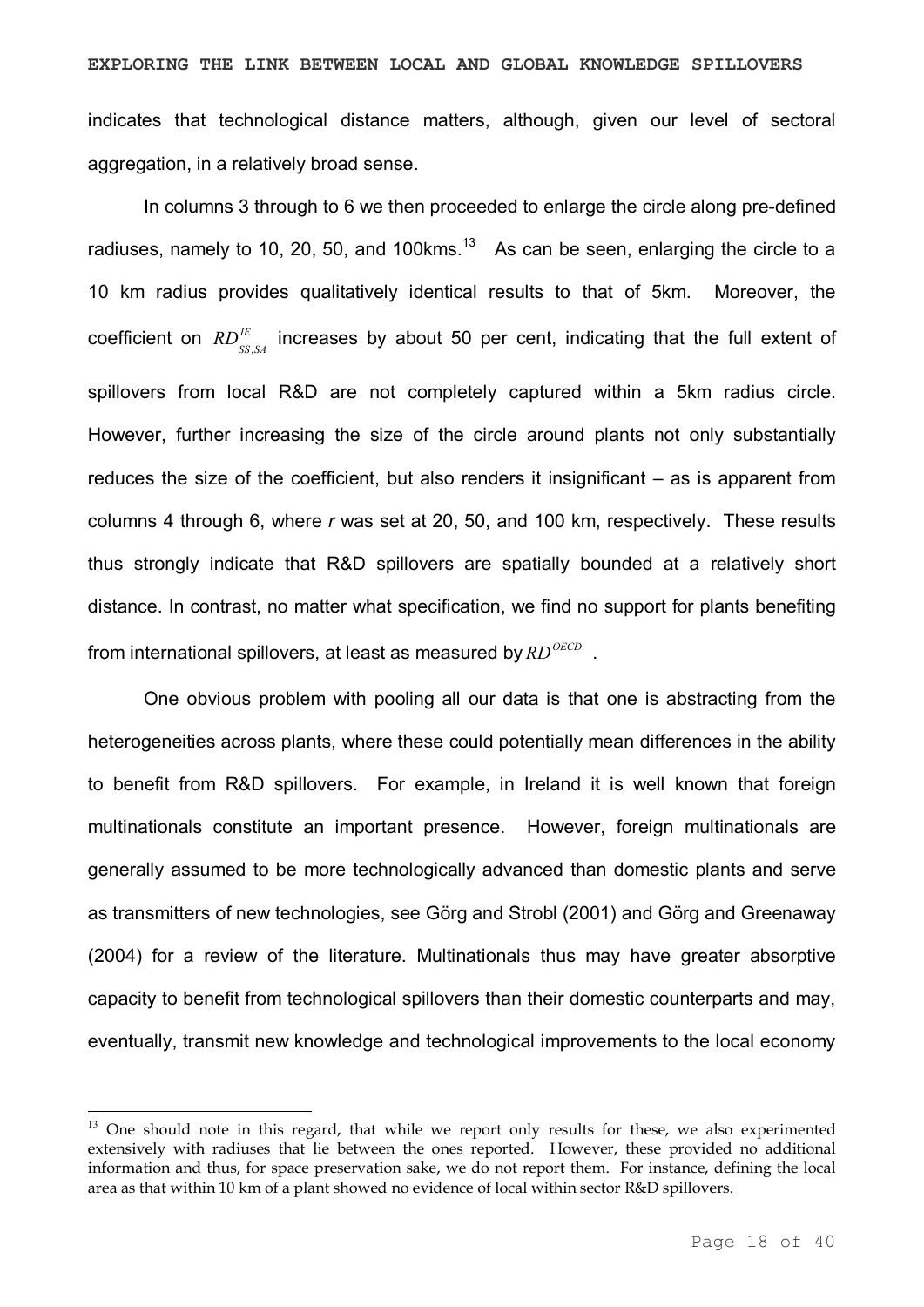indicates that technological distance matters, although, given our level of sectoral aggregation, in a relatively broad sense.

In columns 3 through to 6 we then proceeded to enlarge the circle along pre-defined radiuses, namely to 10, 20, 50, and 100kms.[13] As can be seen, enlarging the circle to a 10 km radius provides qualitatively identical results to that of 5km. Moreover, the coefficient on $RD^{IE}_{SS,SA}$ increases by about 50 per cent, indicating that the full extent of spillovers from local R&D are not completely captured within a 5km radius circle. However, further increasing the size of the circle around plants not only substantially reduces the size of the coefficient, but also renders it insignificant – as is apparent from columns 4 through 6, where *r* was set at 20, 50, and 100 km, respectively. These results thus strongly indicate that R&D spillovers are spatially bounded at a relatively short distance. In contrast, no matter what specification, we find no support for plants benefiting from international spillovers, at least as measured by $RD^{OECD}$ .

One obvious problem with pooling all our data is that one is abstracting from the heterogeneities across plants, where these could potentially mean differences in the ability to benefit from R&D spillovers. For example, in Ireland it is well known that foreign multinationals constitute an important presence. However, foreign multinationals are generally assumed to be more technologically advanced than domestic plants and serve as transmitters of new technologies, see Görg and Strobl (2001) and Görg and Greenaway (2004) for a review of the literature. Multinationals thus may have greater absorptive capacity to benefit from technological spillovers than their domestic counterparts and may, eventually, transmit new knowledge and technological improvements to the local economy

[13] One should note in this regard, that while we report only results for these, we also experimented extensively with radiuses that lie between the ones reported. However, these provided no additional information and thus, for space preservation sake, we do not report them. For instance, defining the local area as that within 10 km of a plant showed no evidence of local within sector R&D spillovers.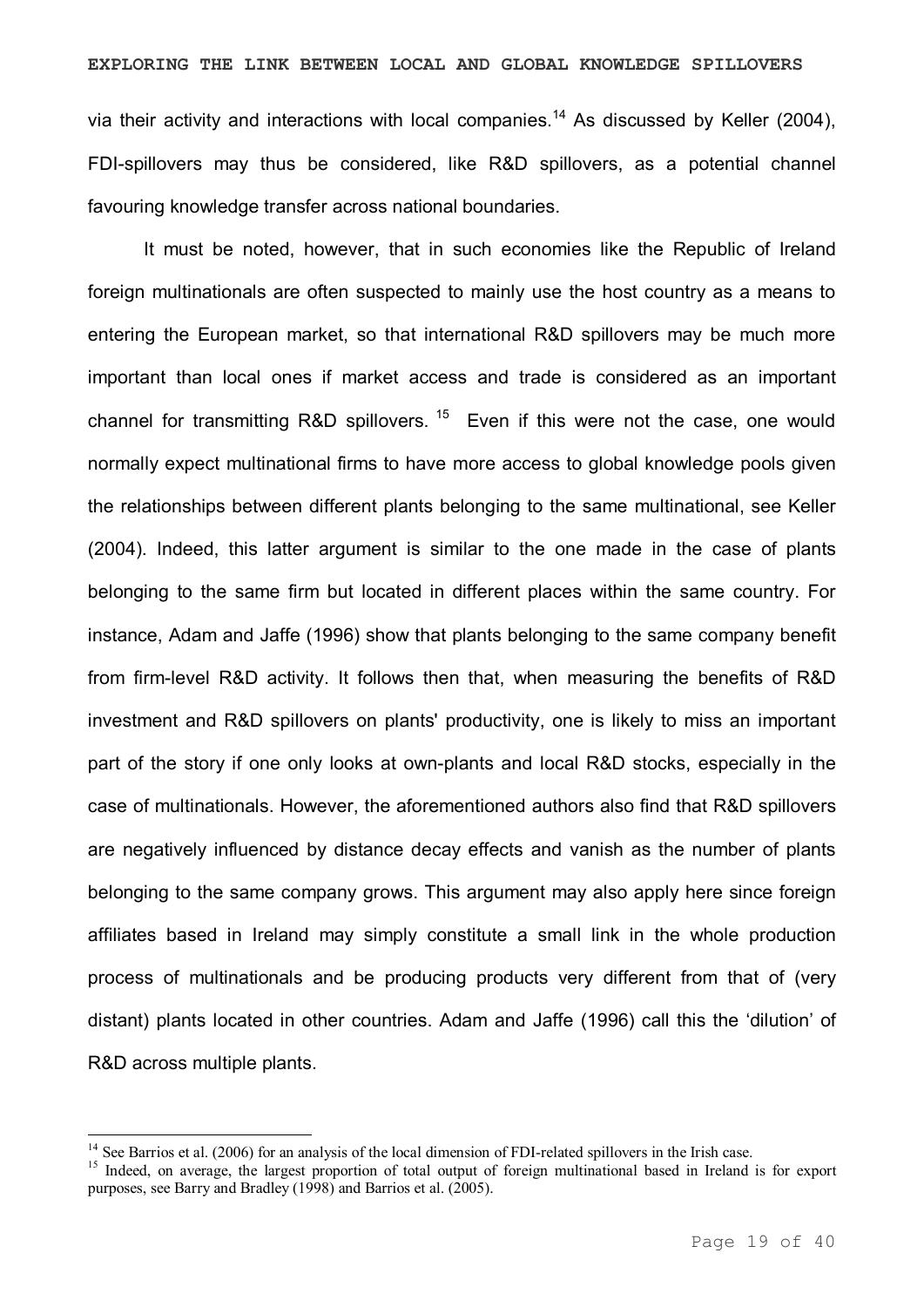via their activity and interactions with local companies.[14] As discussed by Keller (2004), FDI-spillovers may thus be considered, like R&D spillovers, as a potential channel favouring knowledge transfer across national boundaries.

It must be noted, however, that in such economies like the Republic of Ireland foreign multinationals are often suspected to mainly use the host country as a means to entering the European market, so that international R&D spillovers may be much more important than local ones if market access and trade is considered as an important channel for transmitting R&D spillovers.[15] Even if this were not the case, one would normally expect multinational firms to have more access to global knowledge pools given the relationships between different plants belonging to the same multinational, see Keller (2004). Indeed, this latter argument is similar to the one made in the case of plants belonging to the same firm but located in different places within the same country. For instance, Adam and Jaffe (1996) show that plants belonging to the same company benefit from firm-level R&D activity. It follows then that, when measuring the benefits of R&D investment and R&D spillovers on plants' productivity, one is likely to miss an important part of the story if one only looks at own-plants and local R&D stocks, especially in the case of multinationals. However, the aforementioned authors also find that R&D spillovers are negatively influenced by distance decay effects and vanish as the number of plants belonging to the same company grows. This argument may also apply here since foreign affiliates based in Ireland may simply constitute a small link in the whole production process of multinationals and be producing products very different from that of (very distant) plants located in other countries. Adam and Jaffe (1996) call this the 'dilution' of R&D across multiple plants.

[14] See Barrios et al. (2006) for an analysis of the local dimension of FDI-related spillovers in the Irish case.

[15] Indeed, on average, the largest proportion of total output of foreign multinational based in Ireland is for export purposes, see Barry and Bradley (1998) and Barrios et al. (2005).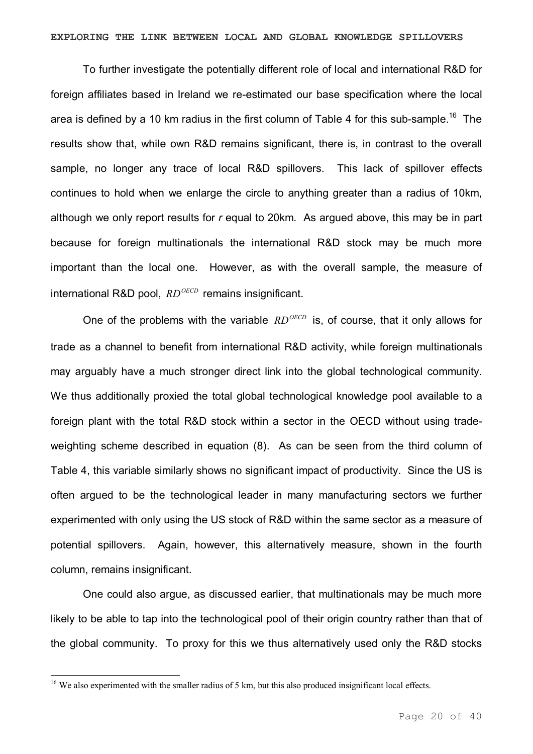To further investigate the potentially different role of local and international R&D for foreign affiliates based in Ireland we re-estimated our base specification where the local area is defined by a 10 km radius in the first column of Table 4 for this sub-sample.[16] The results show that, while own R&D remains significant, there is, in contrast to the overall sample, no longer any trace of local R&D spillovers. This lack of spillover effects continues to hold when we enlarge the circle to anything greater than a radius of 10km, although we only report results for *r* equal to 20km. As argued above, this may be in part because for foreign multinationals the international R&D stock may be much more important than the local one. However, as with the overall sample, the measure of international R&D pool, $RD^{OECD}$ remains insignificant.

One of the problems with the variable $RD^{OECD}$ is, of course, that it only allows for trade as a channel to benefit from international R&D activity, while foreign multinationals may arguably have a much stronger direct link into the global technological community. We thus additionally proxied the total global technological knowledge pool available to a foreign plant with the total R&D stock within a sector in the OECD without using trade-weighting scheme described in equation (8). As can be seen from the third column of Table 4, this variable similarly shows no significant impact of productivity. Since the US is often argued to be the technological leader in many manufacturing sectors we further experimented with only using the US stock of R&D within the same sector as a measure of potential spillovers. Again, however, this alternatively measure, shown in the fourth column, remains insignificant.

One could also argue, as discussed earlier, that multinationals may be much more likely to be able to tap into the technological pool of their origin country rather than that of the global community. To proxy for this we thus alternatively used only the R&D stocks

---

[16] We also experimented with the smaller radius of 5 km, but this also produced insignificant local effects.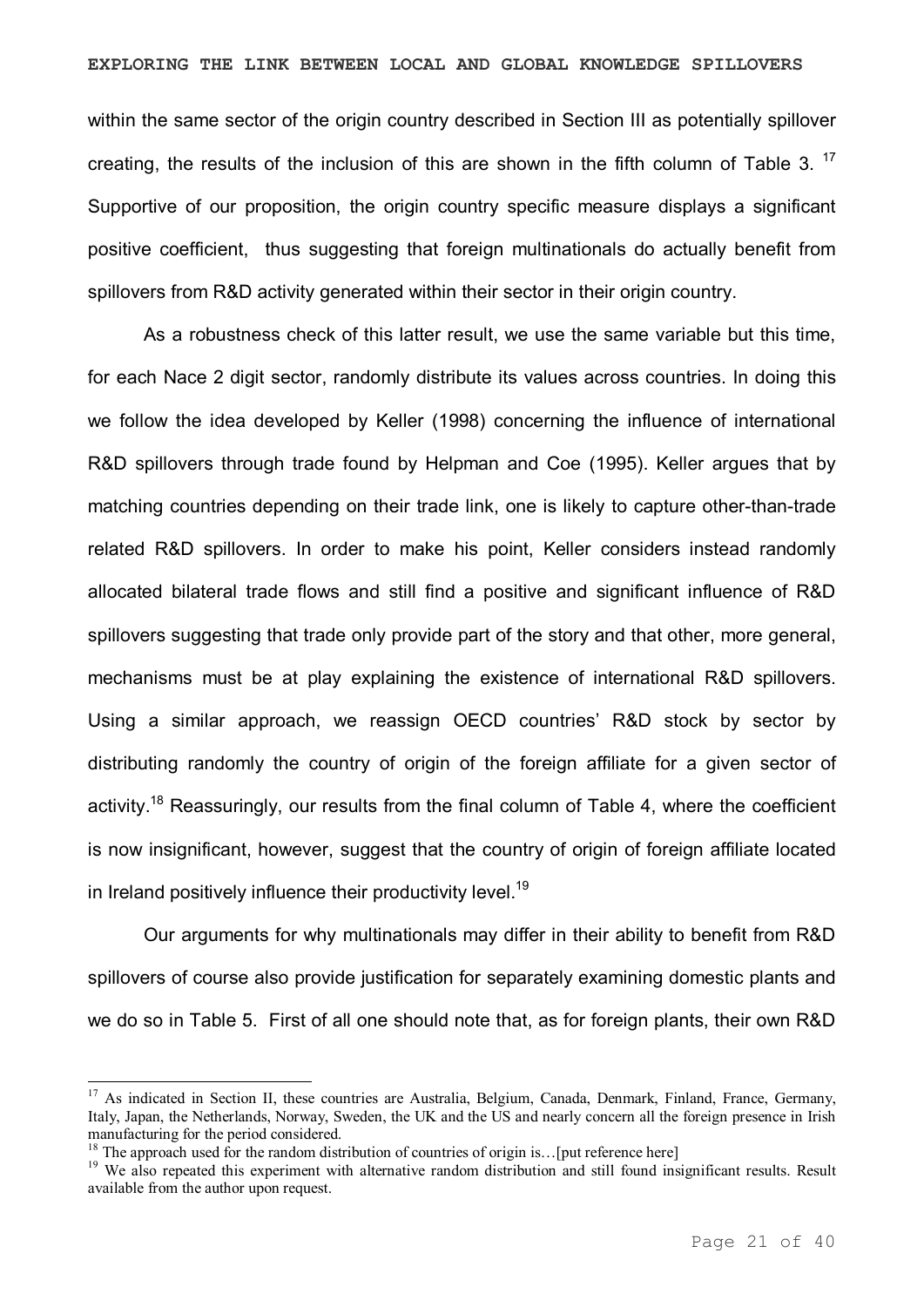within the same sector of the origin country described in Section III as potentially spillover creating, the results of the inclusion of this are shown in the fifth column of Table 3. [17] Supportive of our proposition, the origin country specific measure displays a significant positive coefficient, thus suggesting that foreign multinationals do actually benefit from spillovers from R&D activity generated within their sector in their origin country.

As a robustness check of this latter result, we use the same variable but this time, for each Nace 2 digit sector, randomly distribute its values across countries. In doing this we follow the idea developed by Keller (1998) concerning the influence of international R&D spillovers through trade found by Helpman and Coe (1995). Keller argues that by matching countries depending on their trade link, one is likely to capture other-than-trade related R&D spillovers. In order to make his point, Keller considers instead randomly allocated bilateral trade flows and still find a positive and significant influence of R&D spillovers suggesting that trade only provide part of the story and that other, more general, mechanisms must be at play explaining the existence of international R&D spillovers. Using a similar approach, we reassign OECD countries' R&D stock by sector by distributing randomly the country of origin of the foreign affiliate for a given sector of activity.[18] Reassuringly, our results from the final column of Table 4, where the coefficient is now insignificant, however, suggest that the country of origin of foreign affiliate located in Ireland positively influence their productivity level.[19]

Our arguments for why multinationals may differ in their ability to benefit from R&D spillovers of course also provide justification for separately examining domestic plants and we do so in Table 5. First of all one should note that, as for foreign plants, their own R&D

---

[17] As indicated in Section II, these countries are Australia, Belgium, Canada, Denmark, Finland, France, Germany, Italy, Japan, the Netherlands, Norway, Sweden, the UK and the US and nearly concern all the foreign presence in Irish manufacturing for the period considered.

[18] The approach used for the random distribution of countries of origin is…[put reference here]

[19] We also repeated this experiment with alternative random distribution and still found insignificant results. Result available from the author upon request.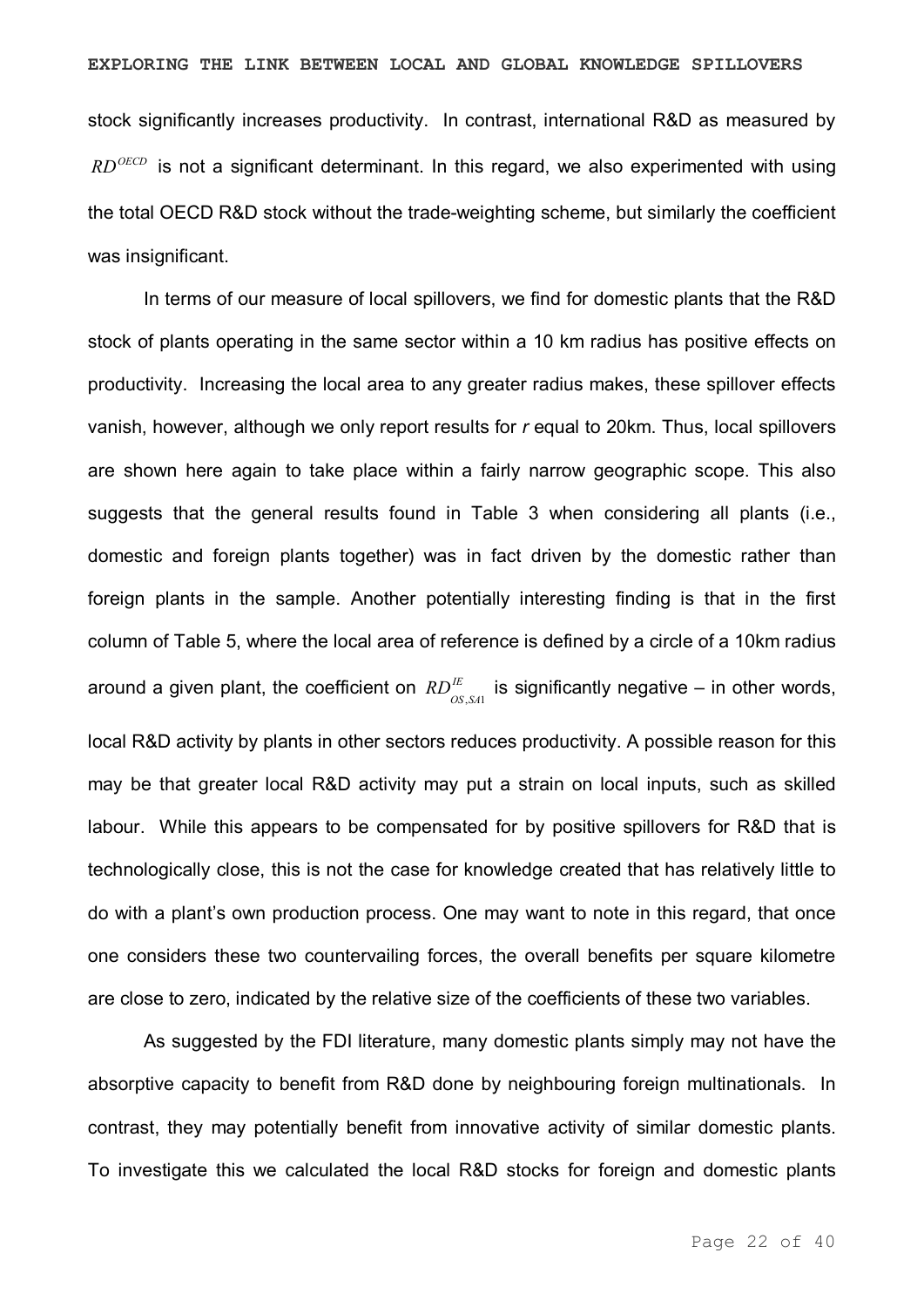stock significantly increases productivity. In contrast, international R&D as measured by $RD^{OECD}$ is not a significant determinant. In this regard, we also experimented with using the total OECD R&D stock without the trade-weighting scheme, but similarly the coefficient was insignificant.

In terms of our measure of local spillovers, we find for domestic plants that the R&D stock of plants operating in the same sector within a 10 km radius has positive effects on productivity. Increasing the local area to any greater radius makes, these spillover effects vanish, however, although we only report results for *r* equal to 20km. Thus, local spillovers are shown here again to take place within a fairly narrow geographic scope. This also suggests that the general results found in Table 3 when considering all plants (i.e., domestic and foreign plants together) was in fact driven by the domestic rather than foreign plants in the sample. Another potentially interesting finding is that in the first column of Table 5, where the local area of reference is defined by a circle of a 10km radius around a given plant, the coefficient on $RD^{IE}_{OS,SA1}$ is significantly negative – in other words, local R&D activity by plants in other sectors reduces productivity. A possible reason for this may be that greater local R&D activity may put a strain on local inputs, such as skilled labour. While this appears to be compensated for by positive spillovers for R&D that is technologically close, this is not the case for knowledge created that has relatively little to do with a plant's own production process. One may want to note in this regard, that once one considers these two countervailing forces, the overall benefits per square kilometre are close to zero, indicated by the relative size of the coefficients of these two variables.

As suggested by the FDI literature, many domestic plants simply may not have the absorptive capacity to benefit from R&D done by neighbouring foreign multinationals. In contrast, they may potentially benefit from innovative activity of similar domestic plants. To investigate this we calculated the local R&D stocks for foreign and domestic plants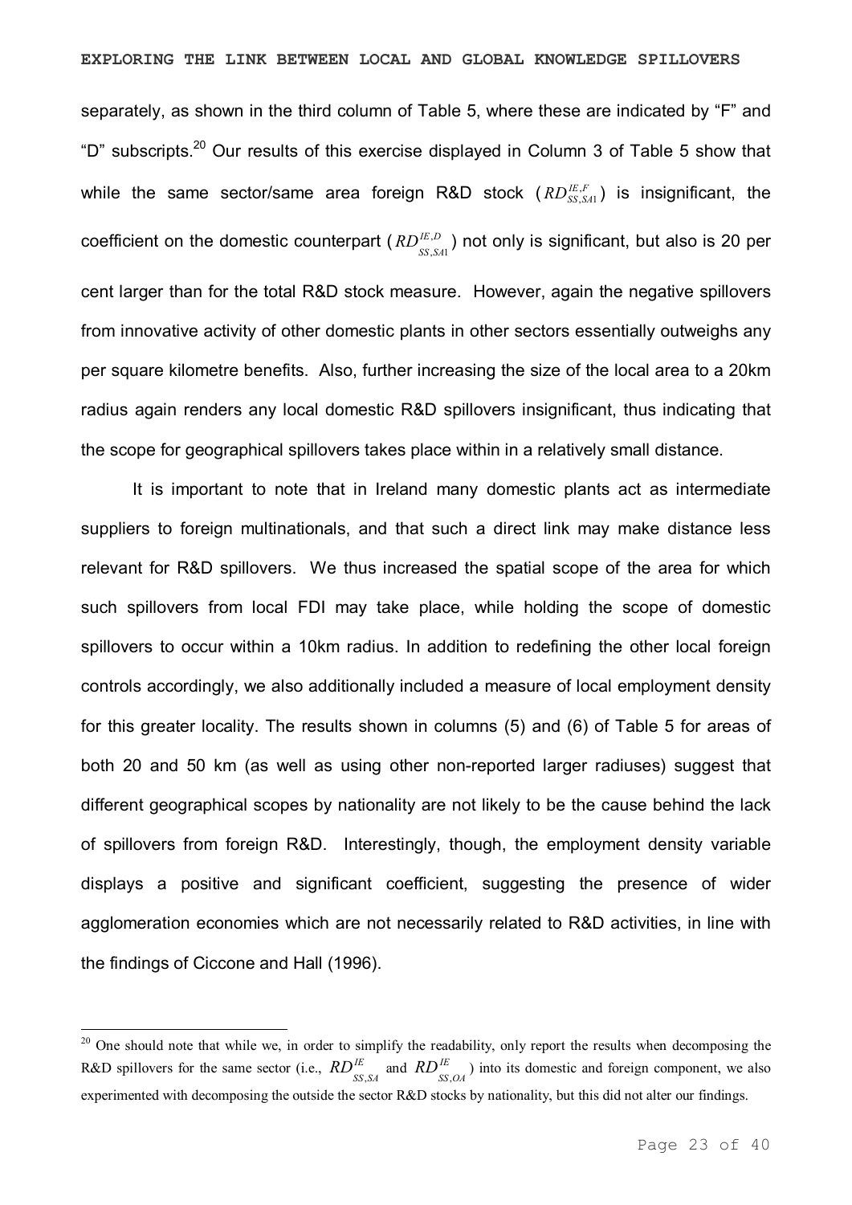separately, as shown in the third column of Table 5, where these are indicated by "F" and "D" subscripts.[20] Our results of this exercise displayed in Column 3 of Table 5 show that while the same sector/same area foreign R&D stock ($RD^{IE,F}_{SS,SA1}$) is insignificant, the coefficient on the domestic counterpart ($RD^{IE,D}_{SS,SA1}$) not only is significant, but also is 20 per cent larger than for the total R&D stock measure. However, again the negative spillovers from innovative activity of other domestic plants in other sectors essentially outweighs any per square kilometre benefits. Also, further increasing the size of the local area to a 20km radius again renders any local domestic R&D spillovers insignificant, thus indicating that the scope for geographical spillovers takes place within in a relatively small distance.

It is important to note that in Ireland many domestic plants act as intermediate suppliers to foreign multinationals, and that such a direct link may make distance less relevant for R&D spillovers. We thus increased the spatial scope of the area for which such spillovers from local FDI may take place, while holding the scope of domestic spillovers to occur within a 10km radius. In addition to redefining the other local foreign controls accordingly, we also additionally included a measure of local employment density for this greater locality. The results shown in columns (5) and (6) of Table 5 for areas of both 20 and 50 km (as well as using other non-reported larger radiuses) suggest that different geographical scopes by nationality are not likely to be the cause behind the lack of spillovers from foreign R&D. Interestingly, though, the employment density variable displays a positive and significant coefficient, suggesting the presence of wider agglomeration economies which are not necessarily related to R&D activities, in line with the findings of Ciccone and Hall (1996).

[20] One should note that while we, in order to simplify the readability, only report the results when decomposing the R&D spillovers for the same sector (i.e., $RD^{IE}_{SS,SA}$ and $RD^{IE}_{SS,OA}$) into its domestic and foreign component, we also experimented with decomposing the outside the sector R&D stocks by nationality, but this did not alter our findings.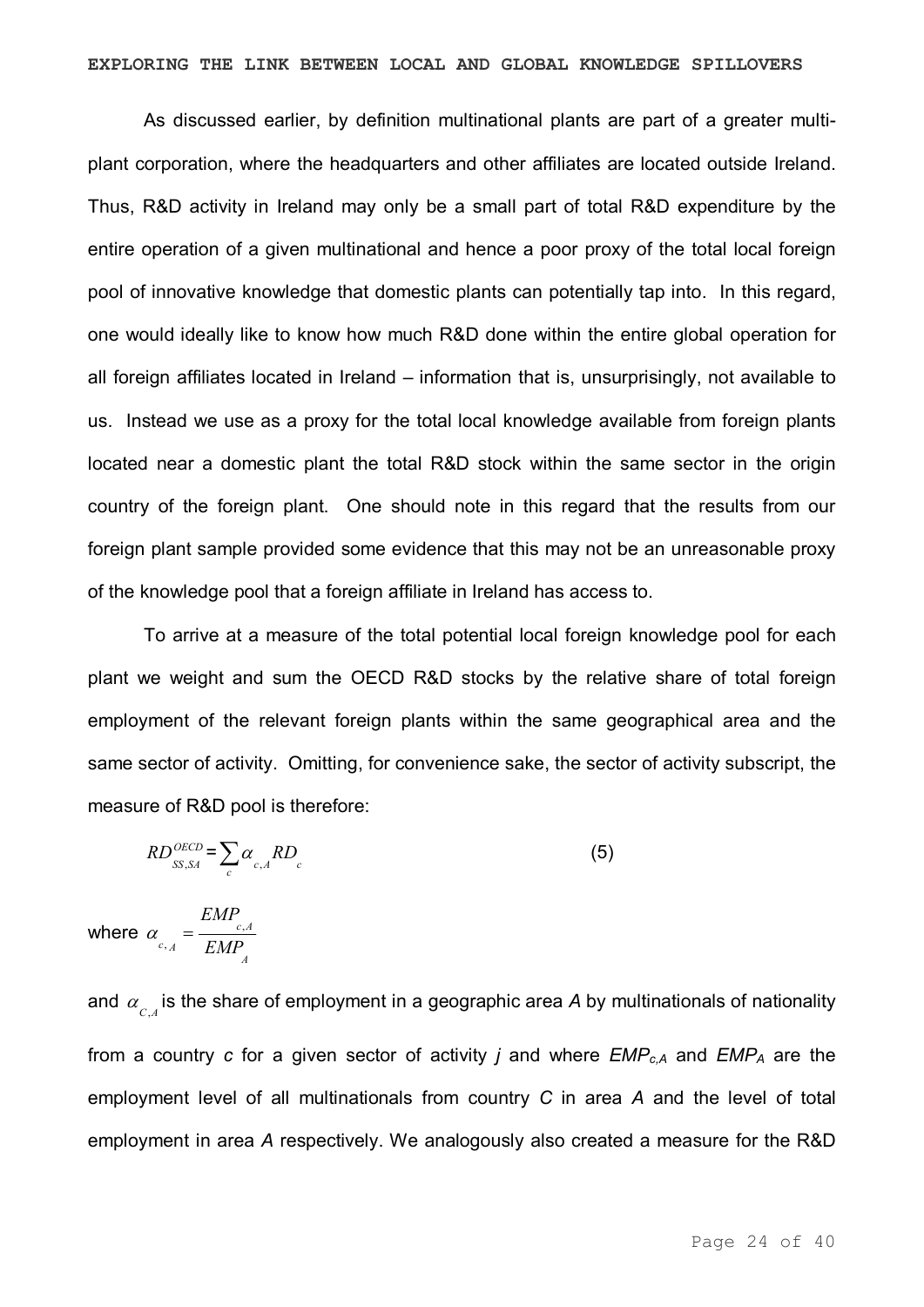As discussed earlier, by definition multinational plants are part of a greater multi-plant corporation, where the headquarters and other affiliates are located outside Ireland. Thus, R&D activity in Ireland may only be a small part of total R&D expenditure by the entire operation of a given multinational and hence a poor proxy of the total local foreign pool of innovative knowledge that domestic plants can potentially tap into. In this regard, one would ideally like to know how much R&D done within the entire global operation for all foreign affiliates located in Ireland – information that is, unsurprisingly, not available to us. Instead we use as a proxy for the total local knowledge available from foreign plants located near a domestic plant the total R&D stock within the same sector in the origin country of the foreign plant. One should note in this regard that the results from our foreign plant sample provided some evidence that this may not be an unreasonable proxy of the knowledge pool that a foreign affiliate in Ireland has access to.

To arrive at a measure of the total potential local foreign knowledge pool for each plant we weight and sum the OECD R&D stocks by the relative share of total foreign employment of the relevant foreign plants within the same geographical area and the same sector of activity. Omitting, for convenience sake, the sector of activity subscript, the measure of R&D pool is therefore:

$$RD_{SS,SA}^{OECD} = \sum_{c} \alpha_{c,A} RD_{c} \qquad (5)$$

where $\alpha_{c,A} = \dfrac{EMP_{c,A}}{EMP_{A}}$

and $\alpha_{C,A}$ is the share of employment in a geographic area *A* by multinationals of nationality from a country *c* for a given sector of activity *j* and where $EMP_{c,A}$ and $EMP_{A}$ are the employment level of all multinationals from country *C* in area *A* and the level of total employment in area *A* respectively. We analogously also created a measure for the R&D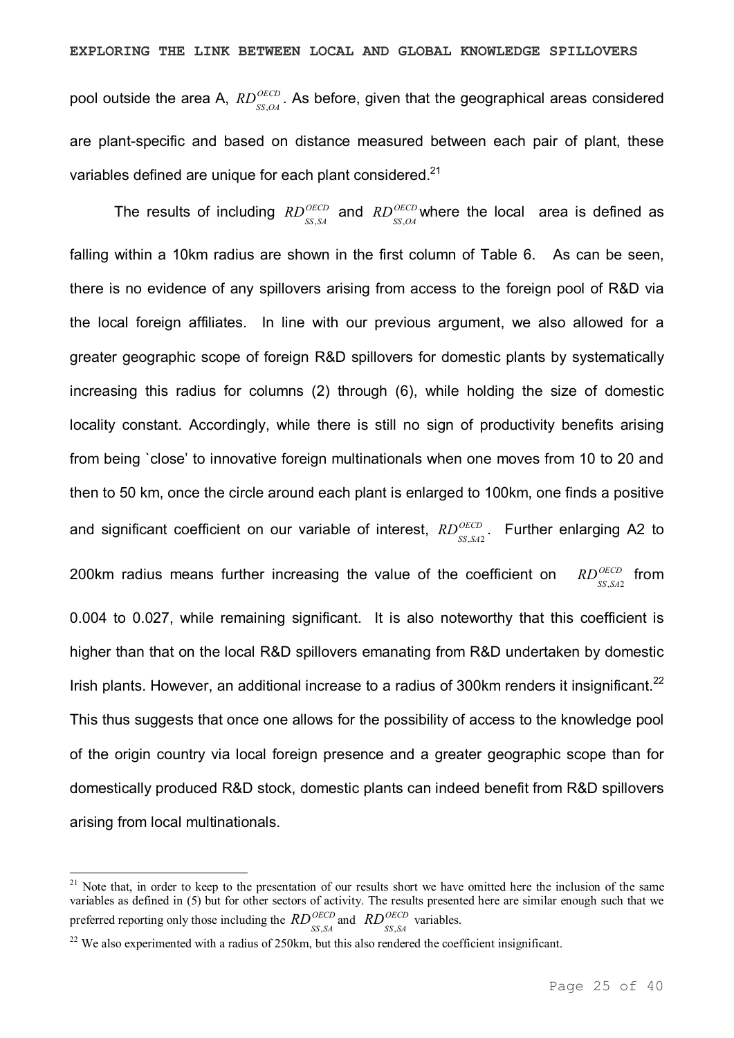pool outside the area A, $RD^{OECD}_{SS,OA}$. As before, given that the geographical areas considered are plant-specific and based on distance measured between each pair of plant, these variables defined are unique for each plant considered.[21]

The results of including $RD^{OECD}_{SS,SA}$ and $RD^{OECD}_{SS,OA}$ where the local area is defined as falling within a 10km radius are shown in the first column of Table 6. As can be seen, there is no evidence of any spillovers arising from access to the foreign pool of R&D via the local foreign affiliates. In line with our previous argument, we also allowed for a greater geographic scope of foreign R&D spillovers for domestic plants by systematically increasing this radius for columns (2) through (6), while holding the size of domestic locality constant. Accordingly, while there is still no sign of productivity benefits arising from being `close' to innovative foreign multinationals when one moves from 10 to 20 and then to 50 km, once the circle around each plant is enlarged to 100km, one finds a positive and significant coefficient on our variable of interest, $RD^{OECD}_{SS,SA2}$. Further enlarging A2 to 200km radius means further increasing the value of the coefficient on $RD^{OECD}_{SS,SA2}$ from 0.004 to 0.027, while remaining significant. It is also noteworthy that this coefficient is higher than that on the local R&D spillovers emanating from R&D undertaken by domestic Irish plants. However, an additional increase to a radius of 300km renders it insignificant.[22] This thus suggests that once one allows for the possibility of access to the knowledge pool of the origin country via local foreign presence and a greater geographic scope than for domestically produced R&D stock, domestic plants can indeed benefit from R&D spillovers arising from local multinationals.

---

[21] Note that, in order to keep to the presentation of our results short we have omitted here the inclusion of the same variables as defined in (5) but for other sectors of activity. The results presented here are similar enough such that we preferred reporting only those including the $RD^{OECD}_{SS,SA}$ and $RD^{OECD}_{SS,SA}$ variables.

[22] We also experimented with a radius of 250km, but this also rendered the coefficient insignificant.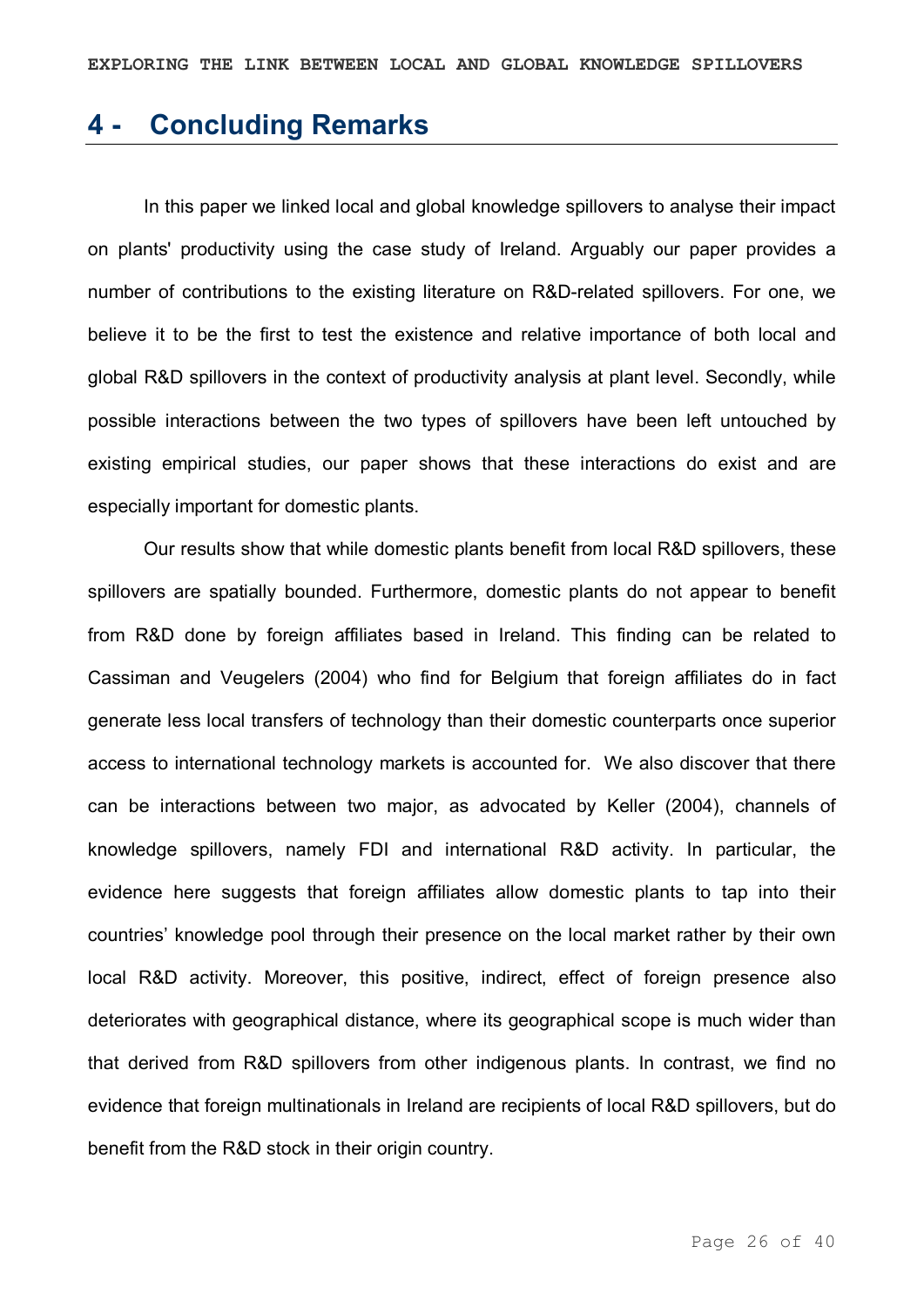## 4 - Concluding Remarks

In this paper we linked local and global knowledge spillovers to analyse their impact on plants' productivity using the case study of Ireland. Arguably our paper provides a number of contributions to the existing literature on R&D-related spillovers. For one, we believe it to be the first to test the existence and relative importance of both local and global R&D spillovers in the context of productivity analysis at plant level. Secondly, while possible interactions between the two types of spillovers have been left untouched by existing empirical studies, our paper shows that these interactions do exist and are especially important for domestic plants.

Our results show that while domestic plants benefit from local R&D spillovers, these spillovers are spatially bounded. Furthermore, domestic plants do not appear to benefit from R&D done by foreign affiliates based in Ireland. This finding can be related to Cassiman and Veugelers (2004) who find for Belgium that foreign affiliates do in fact generate less local transfers of technology than their domestic counterparts once superior access to international technology markets is accounted for. We also discover that there can be interactions between two major, as advocated by Keller (2004), channels of knowledge spillovers, namely FDI and international R&D activity. In particular, the evidence here suggests that foreign affiliates allow domestic plants to tap into their countries' knowledge pool through their presence on the local market rather by their own local R&D activity. Moreover, this positive, indirect, effect of foreign presence also deteriorates with geographical distance, where its geographical scope is much wider than that derived from R&D spillovers from other indigenous plants. In contrast, we find no evidence that foreign multinationals in Ireland are recipients of local R&D spillovers, but do benefit from the R&D stock in their origin country.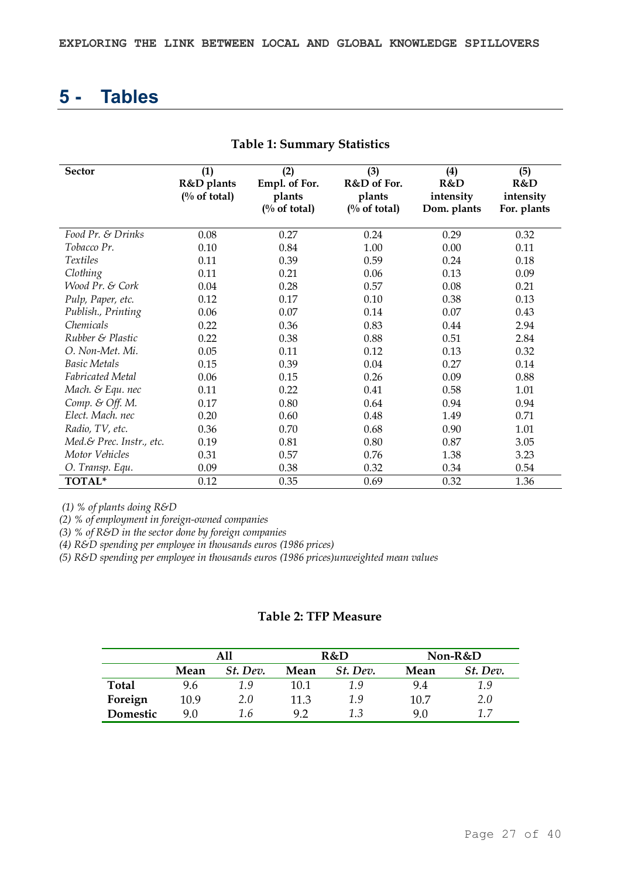# 5 - Tables

**Table 1: Summary Statistics**

| Sector | (1) R&D plants (% of total) | (2) Empl. of For. plants (% of total) | (3) R&D of For. plants (% of total) | (4) R&D intensity Dom. plants | (5) R&D intensity For. plants |
|---|---|---|---|---|---|
| *Food Pr. & Drinks* | 0.08 | 0.27 | 0.24 | 0.29 | 0.32 |
| *Tobacco Pr.* | 0.10 | 0.84 | 1.00 | 0.00 | 0.11 |
| *Textiles* | 0.11 | 0.39 | 0.59 | 0.24 | 0.18 |
| *Clothing* | 0.11 | 0.21 | 0.06 | 0.13 | 0.09 |
| *Wood Pr. & Cork* | 0.04 | 0.28 | 0.57 | 0.08 | 0.21 |
| *Pulp, Paper, etc.* | 0.12 | 0.17 | 0.10 | 0.38 | 0.13 |
| *Publish., Printing* | 0.06 | 0.07 | 0.14 | 0.07 | 0.43 |
| *Chemicals* | 0.22 | 0.36 | 0.83 | 0.44 | 2.94 |
| *Rubber & Plastic* | 0.22 | 0.38 | 0.88 | 0.51 | 2.84 |
| *O. Non-Met. Mi.* | 0.05 | 0.11 | 0.12 | 0.13 | 0.32 |
| *Basic Metals* | 0.15 | 0.39 | 0.04 | 0.27 | 0.14 |
| *Fabricated Metal* | 0.06 | 0.15 | 0.26 | 0.09 | 0.88 |
| *Mach. & Equ. nec* | 0.11 | 0.22 | 0.41 | 0.58 | 1.01 |
| *Comp. & Off. M.* | 0.17 | 0.80 | 0.64 | 0.94 | 0.94 |
| *Elect. Mach. nec* | 0.20 | 0.60 | 0.48 | 1.49 | 0.71 |
| *Radio, TV, etc.* | 0.36 | 0.70 | 0.68 | 0.90 | 1.01 |
| *Med.& Prec. Instr., etc.* | 0.19 | 0.81 | 0.80 | 0.87 | 3.05 |
| *Motor Vehicles* | 0.31 | 0.57 | 0.76 | 1.38 | 3.23 |
| *O. Transp. Equ.* | 0.09 | 0.38 | 0.32 | 0.34 | 0.54 |
| **TOTAL*** | 0.12 | 0.35 | 0.69 | 0.32 | 1.36 |

*(1) % of plants doing R&D*
*(2) % of employment in foreign-owned companies*
*(3) % of R&D in the sector done by foreign companies*
*(4) R&D spending per employee in thousands euros (1986 prices)*
*(5) R&D spending per employee in thousands euros (1986 prices)unweighted mean values*

**Table 2: TFP Measure**

| | All | | R&D | | Non-R&D | |
|---|---|---|---|---|---|---|
| | **Mean** | ***St. Dev.*** | **Mean** | ***St. Dev.*** | **Mean** | ***St. Dev.*** |
| **Total** | 9.6 | *1.9* | 10.1 | *1.9* | 9.4 | *1.9* |
| **Foreign** | 10.9 | *2.0* | 11.3 | *1.9* | 10.7 | *2.0* |
| **Domestic** | 9.0 | *1.6* | 9.2 | *1.3* | 9.0 | *1.7* |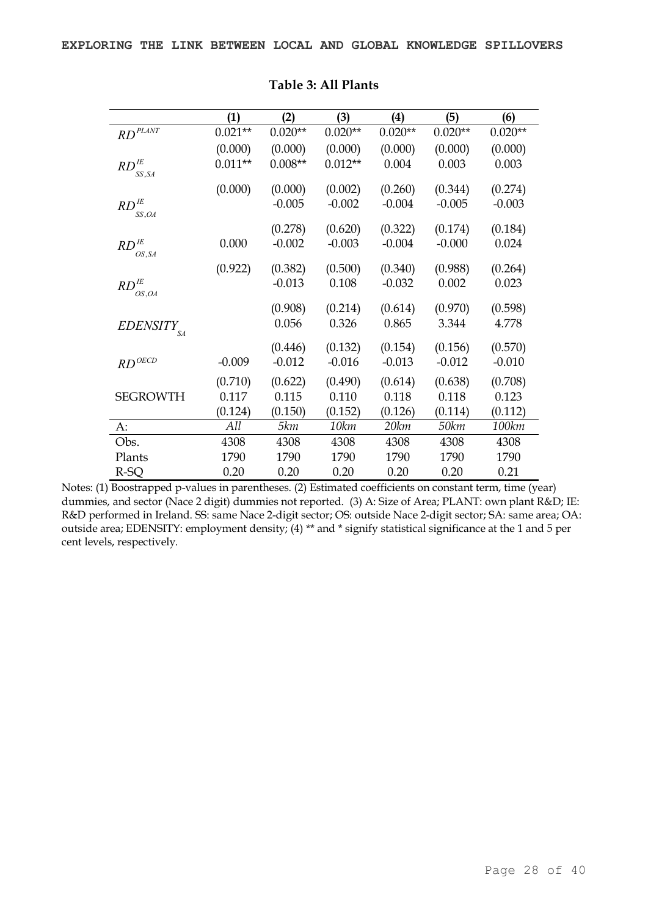**Table 3: All Plants**

| | (1) | (2) | (3) | (4) | (5) | (6) |
|---|---|---|---|---|---|---|
| $RD^{PLANT}$ | 0.021** | 0.020** | 0.020** | 0.020** | 0.020** | 0.020** |
| | (0.000) | (0.000) | (0.000) | (0.000) | (0.000) | (0.000) |
| $RD^{IE}_{SS,SA}$ | 0.011** | 0.008** | 0.012** | 0.004 | 0.003 | 0.003 |
| | (0.000) | (0.000) | (0.002) | (0.260) | (0.344) | (0.274) |
| $RD^{IE}_{SS,OA}$ | | -0.005 | -0.002 | -0.004 | -0.005 | -0.003 |
| | | (0.278) | (0.620) | (0.322) | (0.174) | (0.184) |
| $RD^{IE}_{OS,SA}$ | 0.000 | -0.002 | -0.003 | -0.004 | -0.000 | 0.024 |
| | (0.922) | (0.382) | (0.500) | (0.340) | (0.988) | (0.264) |
| $RD^{IE}_{OS,OA}$ | | -0.013 | 0.108 | -0.032 | 0.002 | 0.023 |
| | | (0.908) | (0.214) | (0.614) | (0.970) | (0.598) |
| $EDENSITY_{SA}$ | | 0.056 | 0.326 | 0.865 | 3.344 | 4.778 |
| | | (0.446) | (0.132) | (0.154) | (0.156) | (0.570) |
| $RD^{OECD}$ | -0.009 | -0.012 | -0.016 | -0.013 | -0.012 | -0.010 |
| | (0.710) | (0.622) | (0.490) | (0.614) | (0.638) | (0.708) |
| SEGROWTH | 0.117 | 0.115 | 0.110 | 0.118 | 0.118 | 0.123 |
| | (0.124) | (0.150) | (0.152) | (0.126) | (0.114) | (0.112) |
| A: | *All* | *5km* | *10km* | *20km* | *50km* | *100km* |
| Obs. | 4308 | 4308 | 4308 | 4308 | 4308 | 4308 |
| Plants | 1790 | 1790 | 1790 | 1790 | 1790 | 1790 |
| R-SQ | 0.20 | 0.20 | 0.20 | 0.20 | 0.20 | 0.21 |

Notes: (1) Boostrapped p-values in parentheses. (2) Estimated coefficients on constant term, time (year) dummies, and sector (Nace 2 digit) dummies not reported. (3) A: Size of Area; PLANT: own plant R&D; IE: R&D performed in Ireland. SS: same Nace 2-digit sector; OS: outside Nace 2-digit sector; SA: same area; OA: outside area; EDENSITY: employment density; (4) ** and * signify statistical significance at the 1 and 5 per cent levels, respectively.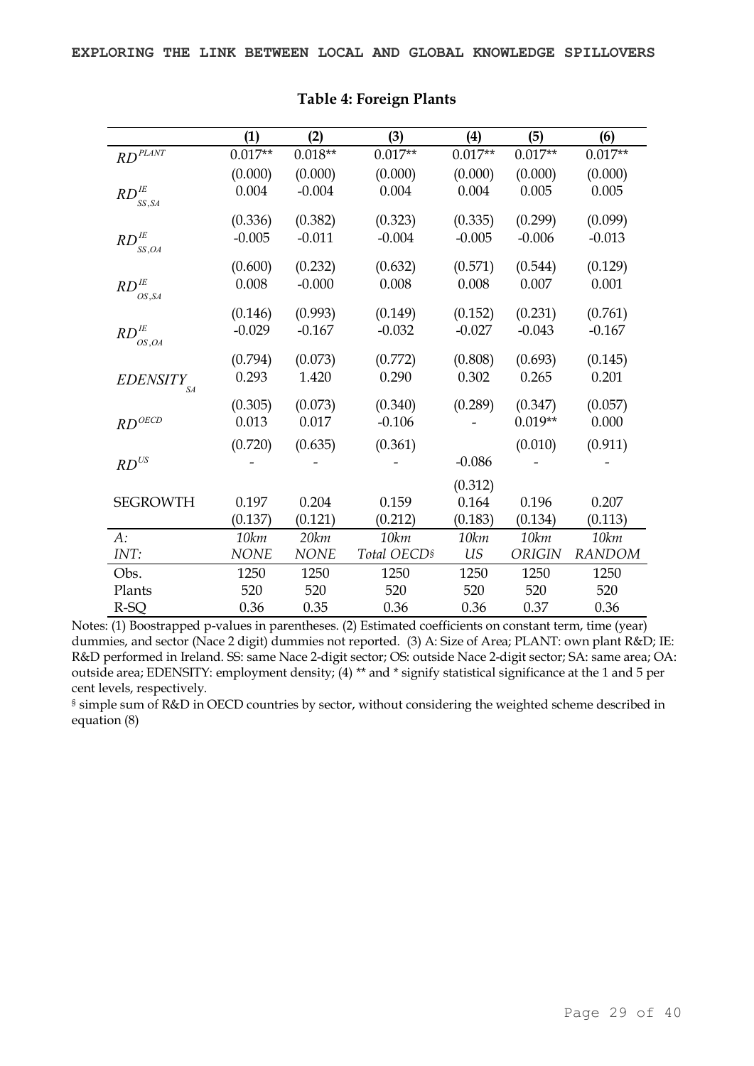**Table 4: Foreign Plants**

| | (1) | (2) | (3) | (4) | (5) | (6) |
|---|---|---|---|---|---|---|
| $RD^{PLANT}$ | 0.017** | 0.018** | 0.017** | 0.017** | 0.017** | 0.017** |
| | (0.000) | (0.000) | (0.000) | (0.000) | (0.000) | (0.000) |
| $RD^{IE}_{SS,SA}$ | 0.004 | -0.004 | 0.004 | 0.004 | 0.005 | 0.005 |
| | (0.336) | (0.382) | (0.323) | (0.335) | (0.299) | (0.099) |
| $RD^{IE}_{SS,OA}$ | -0.005 | -0.011 | -0.004 | -0.005 | -0.006 | -0.013 |
| | (0.600) | (0.232) | (0.632) | (0.571) | (0.544) | (0.129) |
| $RD^{IE}_{OS,SA}$ | 0.008 | -0.000 | 0.008 | 0.008 | 0.007 | 0.001 |
| | (0.146) | (0.993) | (0.149) | (0.152) | (0.231) | (0.761) |
| $RD^{IE}_{OS,OA}$ | -0.029 | -0.167 | -0.032 | -0.027 | -0.043 | -0.167 |
| | (0.794) | (0.073) | (0.772) | (0.808) | (0.693) | (0.145) |
| $EDENSITY_{SA}$ | 0.293 | 1.420 | 0.290 | 0.302 | 0.265 | 0.201 |
| | (0.305) | (0.073) | (0.340) | (0.289) | (0.347) | (0.057) |
| $RD^{OECD}$ | 0.013 | 0.017 | -0.106 | - | 0.019** | 0.000 |
| | (0.720) | (0.635) | (0.361) | | (0.010) | (0.911) |
| $RD^{US}$ | - | - | - | -0.086 | - | - |
| | | | | (0.312) | | |
| SEGROWTH | 0.197 | 0.204 | 0.159 | 0.164 | 0.196 | 0.207 |
| | (0.137) | (0.121) | (0.212) | (0.183) | (0.134) | (0.113) |
| *A:* | *10km* | *20km* | *10km* | *10km* | *10km* | *10km* |
| *INT:* | *NONE* | *NONE* | *Total OECD*§ | *US* | *ORIGIN* | *RANDOM* |
| Obs. | 1250 | 1250 | 1250 | 1250 | 1250 | 1250 |
| Plants | 520 | 520 | 520 | 520 | 520 | 520 |
| R-SQ | 0.36 | 0.35 | 0.36 | 0.36 | 0.37 | 0.36 |

Notes: (1) Boostrapped p-values in parentheses. (2) Estimated coefficients on constant term, time (year) dummies, and sector (Nace 2 digit) dummies not reported. (3) A: Size of Area; PLANT: own plant R&D; IE: R&D performed in Ireland. SS: same Nace 2-digit sector; OS: outside Nace 2-digit sector; SA: same area; OA: outside area; EDENSITY: employment density; (4) ** and * signify statistical significance at the 1 and 5 per cent levels, respectively.

§ simple sum of R&D in OECD countries by sector, without considering the weighted scheme described in equation (8)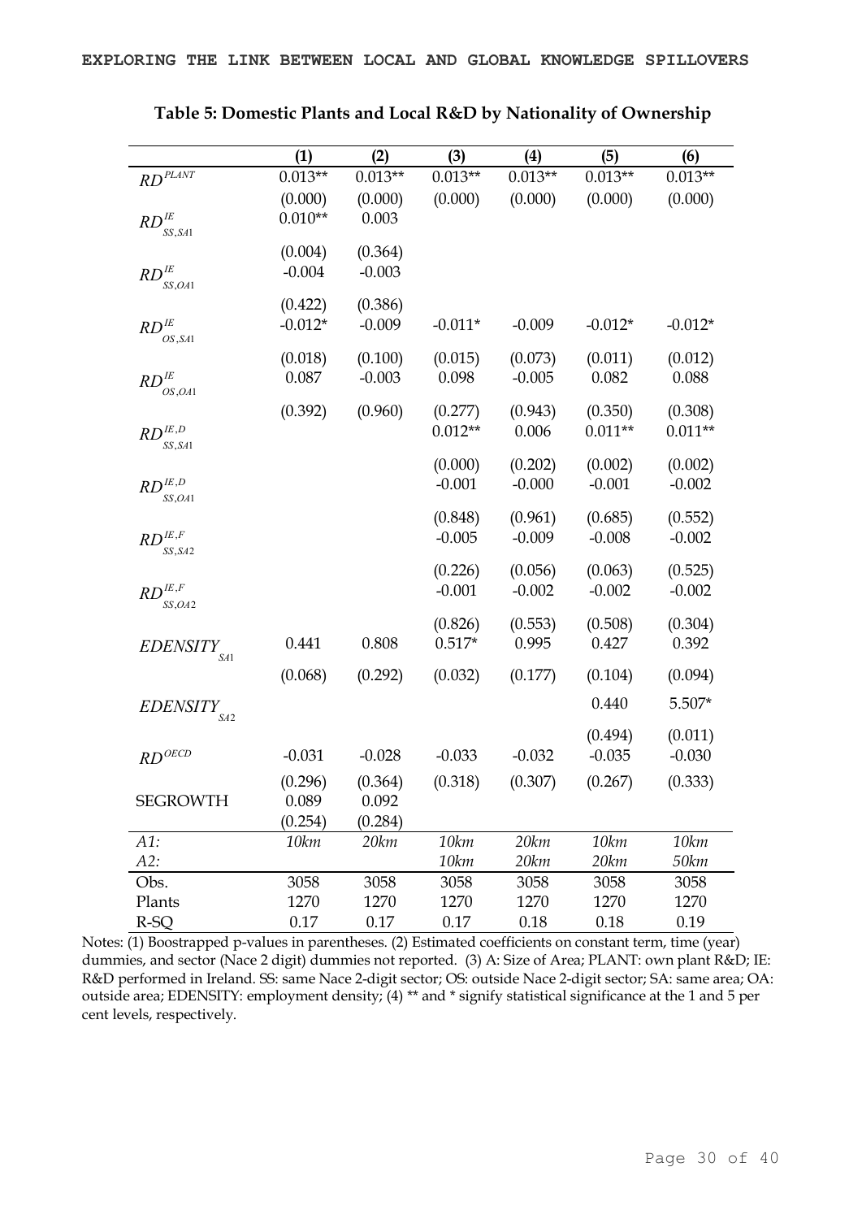**Table 5: Domestic Plants and Local R&D by Nationality of Ownership**

| | (1) | (2) | (3) | (4) | (5) | (6) |
|---|---|---|---|---|---|---|
| $RD^{PLANT}$ | 0.013** | 0.013** | 0.013** | 0.013** | 0.013** | 0.013** |
| | (0.000) | (0.000) | (0.000) | (0.000) | (0.000) | (0.000) |
| $RD^{IE}_{SS,SA1}$ | 0.010** | 0.003 | | | | |
| | (0.004) | (0.364) | | | | |
| $RD^{IE}_{SS,OA1}$ | -0.004 | -0.003 | | | | |
| | (0.422) | (0.386) | | | | |
| $RD^{IE}_{OS,SA1}$ | -0.012* | -0.009 | -0.011* | -0.009 | -0.012* | -0.012* |
| | (0.018) | (0.100) | (0.015) | (0.073) | (0.011) | (0.012) |
| $RD^{IE}_{OS,OA1}$ | 0.087 | -0.003 | 0.098 | -0.005 | 0.082 | 0.088 |
| | (0.392) | (0.960) | (0.277) | (0.943) | (0.350) | (0.308) |
| $RD^{IE,D}_{SS,SA1}$ | | | 0.012** | 0.006 | 0.011** | 0.011** |
| | | | (0.000) | (0.202) | (0.002) | (0.002) |
| $RD^{IE,D}_{SS,OA1}$ | | | -0.001 | -0.000 | -0.001 | -0.002 |
| | | | (0.848) | (0.961) | (0.685) | (0.552) |
| $RD^{IE,F}_{SS,SA2}$ | | | -0.005 | -0.009 | -0.008 | -0.002 |
| | | | (0.226) | (0.056) | (0.063) | (0.525) |
| $RD^{IE,F}_{SS,OA2}$ | | | -0.001 | -0.002 | -0.002 | -0.002 |
| | | | (0.826) | (0.553) | (0.508) | (0.304) |
| $EDENSITY_{SA1}$ | 0.441 | 0.808 | 0.517* | 0.995 | 0.427 | 0.392 |
| | (0.068) | (0.292) | (0.032) | (0.177) | (0.104) | (0.094) |
| $EDENSITY_{SA2}$ | | | | | 0.440 | 5.507* |
| | | | | | (0.494) | (0.011) |
| $RD^{OECD}$ | -0.031 | -0.028 | -0.033 | -0.032 | -0.035 | -0.030 |
| | (0.296) | (0.364) | (0.318) | (0.307) | (0.267) | (0.333) |
| SEGROWTH | 0.089 | 0.092 | | | | |
| | (0.254) | (0.284) | | | | |
| *A1:* | *10km* | *20km* | *10km* | *20km* | *10km* | *10km* |
| *A2:* | | | *10km* | *20km* | *20km* | *50km* |
| Obs. | 3058 | 3058 | 3058 | 3058 | 3058 | 3058 |
| Plants | 1270 | 1270 | 1270 | 1270 | 1270 | 1270 |
| R-SQ | 0.17 | 0.17 | 0.17 | 0.18 | 0.18 | 0.19 |

Notes: (1) Boostrapped p-values in parentheses. (2) Estimated coefficients on constant term, time (year) dummies, and sector (Nace 2 digit) dummies not reported. (3) A: Size of Area; PLANT: own plant R&D; IE: R&D performed in Ireland. SS: same Nace 2-digit sector; OS: outside Nace 2-digit sector; SA: same area; OA: outside area; EDENSITY: employment density; (4) ** and * signify statistical significance at the 1 and 5 per cent levels, respectively.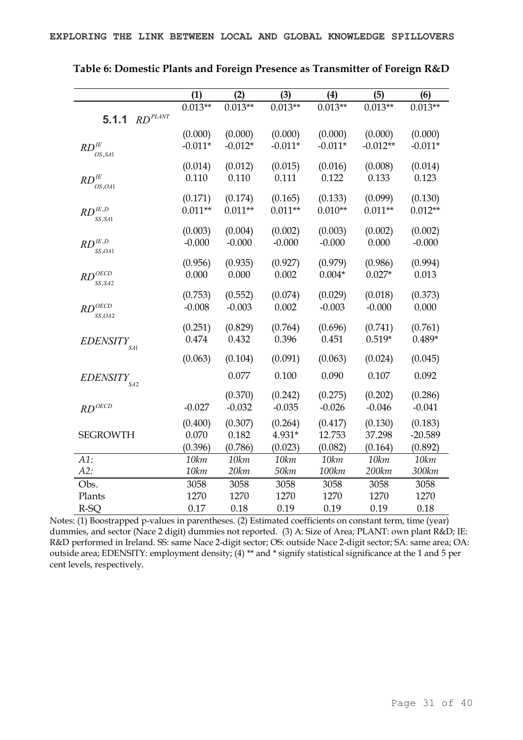**Table 6: Domestic Plants and Foreign Presence as Transmitter of Foreign R&D**

| | (1) | (2) | (3) | (4) | (5) | (6) |
|---|---|---|---|---|---|---|
| $RD^{PLANT}$ | 0.013** | 0.013** | 0.013** | 0.013** | 0.013** | 0.013** |
| | (0.000) | (0.000) | (0.000) | (0.000) | (0.000) | (0.000) |
| $RD^{IE}_{OS,SA1}$ | -0.011* | -0.012* | -0.011* | -0.011* | -0.012** | -0.011* |
| | (0.014) | (0.012) | (0.015) | (0.016) | (0.008) | (0.014) |
| $RD^{IE}_{OS,OA1}$ | 0.110 | 0.110 | 0.111 | 0.122 | 0.133 | 0.123 |
| | (0.171) | (0.174) | (0.165) | (0.133) | (0.099) | (0.130) |
| $RD^{IE,D}_{SS,SA1}$ | 0.011** | 0.011** | 0.011** | 0.010** | 0.011** | 0.012** |
| | (0.003) | (0.004) | (0.002) | (0.003) | (0.002) | (0.002) |
| $RD^{IE,D}_{SS,OA1}$ | -0.000 | -0.000 | -0.000 | -0.000 | 0.000 | -0.000 |
| | (0.956) | (0.935) | (0.927) | (0.979) | (0.986) | (0.994) |
| $RD^{OECD}_{SS,SA2}$ | 0.000 | 0.000 | 0.002 | 0.004* | 0.027* | 0.013 |
| | (0.753) | (0.552) | (0.074) | (0.029) | (0.018) | (0.373) |
| $RD^{OECD}_{SS,OA2}$ | -0.008 | -0.003 | 0.002 | -0.003 | -0.000 | 0.000 |
| | (0.251) | (0.829) | (0.764) | (0.696) | (0.741) | (0.761) |
| $EDENSITY_{SA1}$ | 0.474 | 0.432 | 0.396 | 0.451 | 0.519* | 0.489* |
| | (0.063) | (0.104) | (0.091) | (0.063) | (0.024) | (0.045) |
| $EDENSITY_{SA2}$ | | 0.077 | 0.100 | 0.090 | 0.107 | 0.092 |
| | | (0.370) | (0.242) | (0.275) | (0.202) | (0.286) |
| $RD^{OECD}$ | -0.027 | -0.032 | -0.035 | -0.026 | -0.046 | -0.041 |
| | (0.400) | (0.307) | (0.264) | (0.417) | (0.130) | (0.183) |
| SEGROWTH | 0.070 | 0.182 | 4.931* | 12.753 | 37.298 | -20.589 |
| | (0.396) | (0.786) | (0.023) | (0.082) | (0.164) | (0.892) |
| *A1:* | *10km* | *10km* | *10km* | *10km* | *10km* | *10km* |
| *A2:* | *10km* | *20km* | *50km* | *100km* | *200km* | *300km* |
| Obs. | 3058 | 3058 | 3058 | 3058 | 3058 | 3058 |
| Plants | 1270 | 1270 | 1270 | 1270 | 1270 | 1270 |
| R-SQ | 0.17 | 0.18 | 0.19 | 0.19 | 0.19 | 0.18 |

Notes: (1) Boostrapped p-values in parentheses. (2) Estimated coefficients on constant term, time (year) dummies, and sector (Nace 2 digit) dummies not reported. (3) A: Size of Area; PLANT: own plant R&D; IE: R&D performed in Ireland. SS: same Nace 2-digit sector; OS: outside Nace 2-digit sector; SA: same area; OA: outside area; EDENSITY: employment density; (4) ** and * signify statistical significance at the 1 and 5 per cent levels, respectively.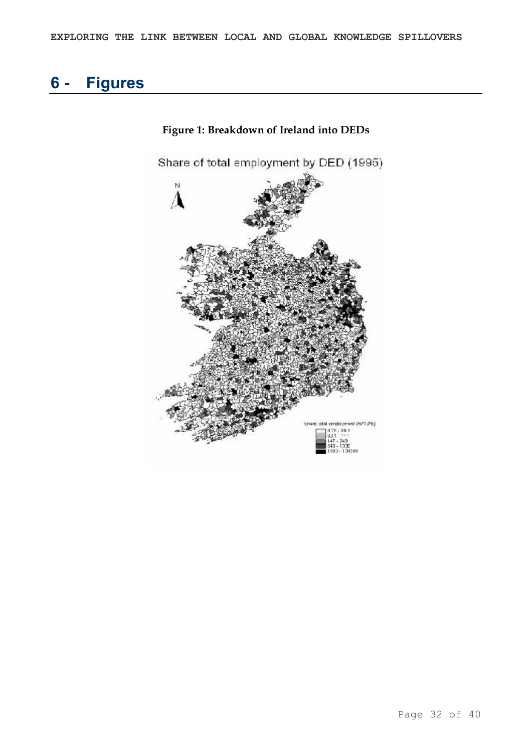# 6 - Figures

**Figure 1: Breakdown of Ireland into DEDs**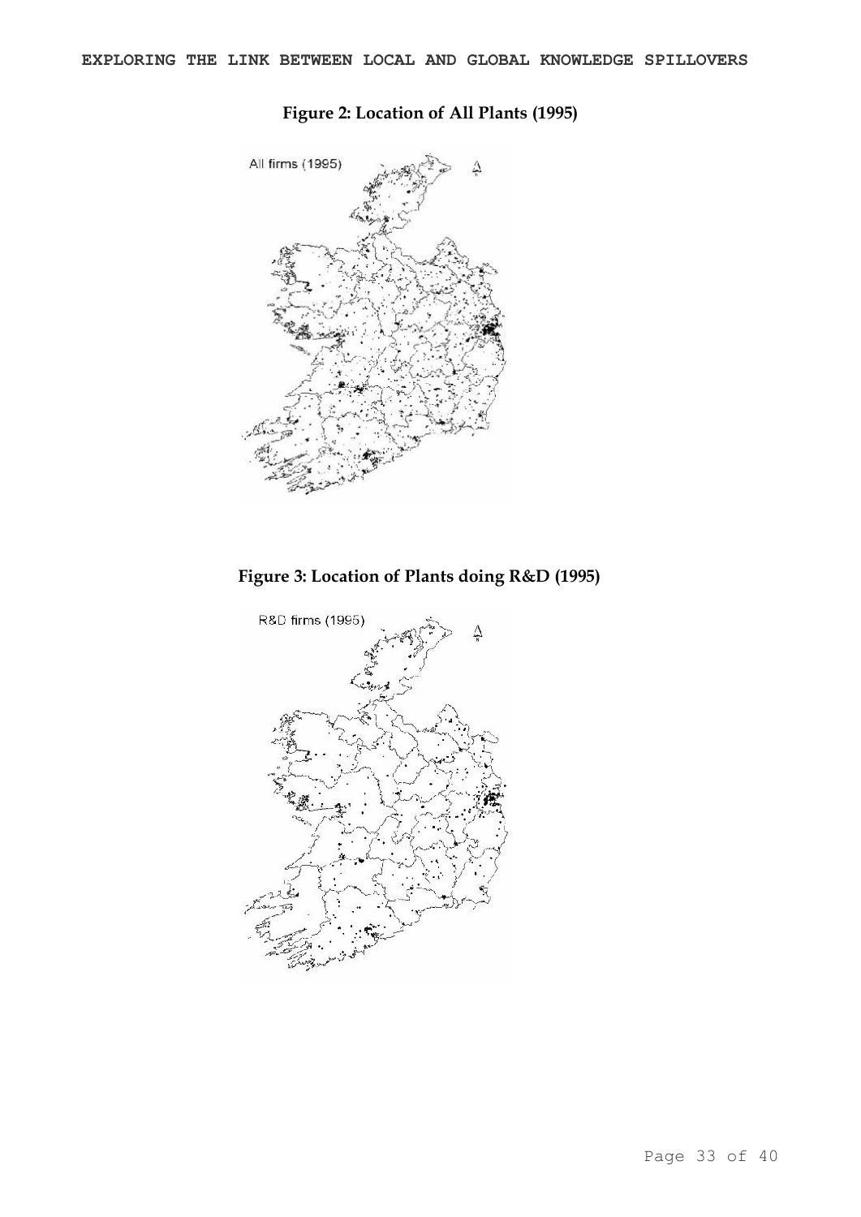**Figure 2: Location of All Plants (1995)**

**Figure 3: Location of Plants doing R&D (1995)**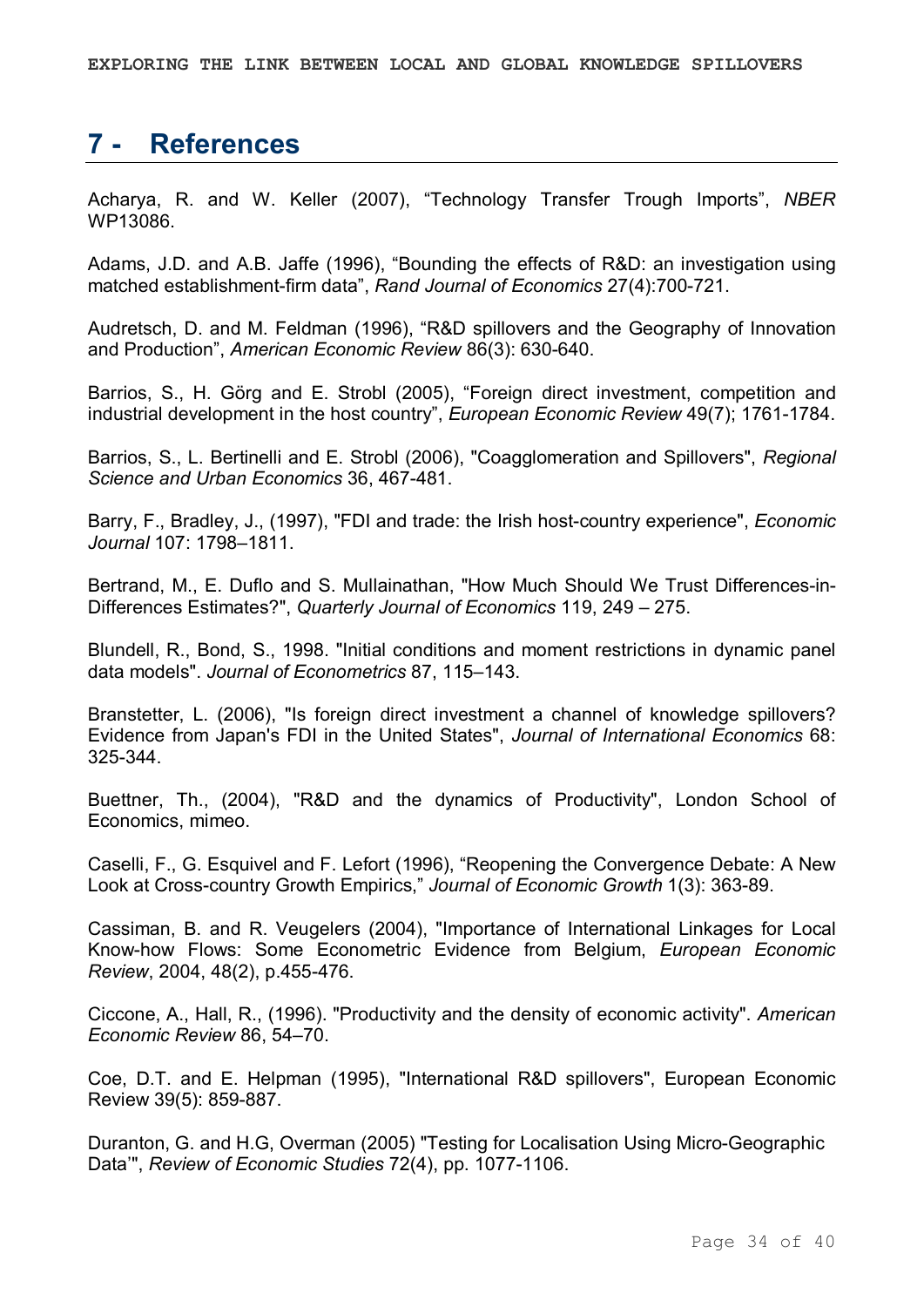# 7 - References

Acharya, R. and W. Keller (2007), “Technology Transfer Trough Imports”, *NBER* WP13086.

Adams, J.D. and A.B. Jaffe (1996), “Bounding the effects of R&D: an investigation using matched establishment-firm data”, *Rand Journal of Economics* 27(4):700-721.

Audretsch, D. and M. Feldman (1996), “R&D spillovers and the Geography of Innovation and Production”, *American Economic Review* 86(3): 630-640.

Barrios, S., H. Görg and E. Strobl (2005), “Foreign direct investment, competition and industrial development in the host country”, *European Economic Review* 49(7); 1761-1784.

Barrios, S., L. Bertinelli and E. Strobl (2006), "Coagglomeration and Spillovers", *Regional Science and Urban Economics* 36, 467-481.

Barry, F., Bradley, J., (1997), "FDI and trade: the Irish host-country experience", *Economic Journal* 107: 1798–1811.

Bertrand, M., E. Duflo and S. Mullainathan, "How Much Should We Trust Differences-in-Differences Estimates?", *Quarterly Journal of Economics* 119, 249 – 275.

Blundell, R., Bond, S., 1998. "Initial conditions and moment restrictions in dynamic panel data models". *Journal of Econometrics* 87, 115–143.

Branstetter, L. (2006), "Is foreign direct investment a channel of knowledge spillovers? Evidence from Japan's FDI in the United States", *Journal of International Economics* 68: 325-344.

Buettner, Th., (2004), "R&D and the dynamics of Productivity", London School of Economics, mimeo.

Caselli, F., G. Esquivel and F. Lefort (1996), “Reopening the Convergence Debate: A New Look at Cross-country Growth Empirics,” *Journal of Economic Growth* 1(3): 363-89.

Cassiman, B. and R. Veugelers (2004), "Importance of International Linkages for Local Know-how Flows: Some Econometric Evidence from Belgium, *European Economic Review*, 2004, 48(2), p.455-476.

Ciccone, A., Hall, R., (1996). "Productivity and the density of economic activity". *American Economic Review* 86, 54–70.

Coe, D.T. and E. Helpman (1995), "International R&D spillovers", European Economic Review 39(5): 859-887.

Duranton, G. and H.G, Overman (2005) "Testing for Localisation Using Micro-Geographic Data'", *Review of Economic Studies* 72(4), pp. 1077-1106.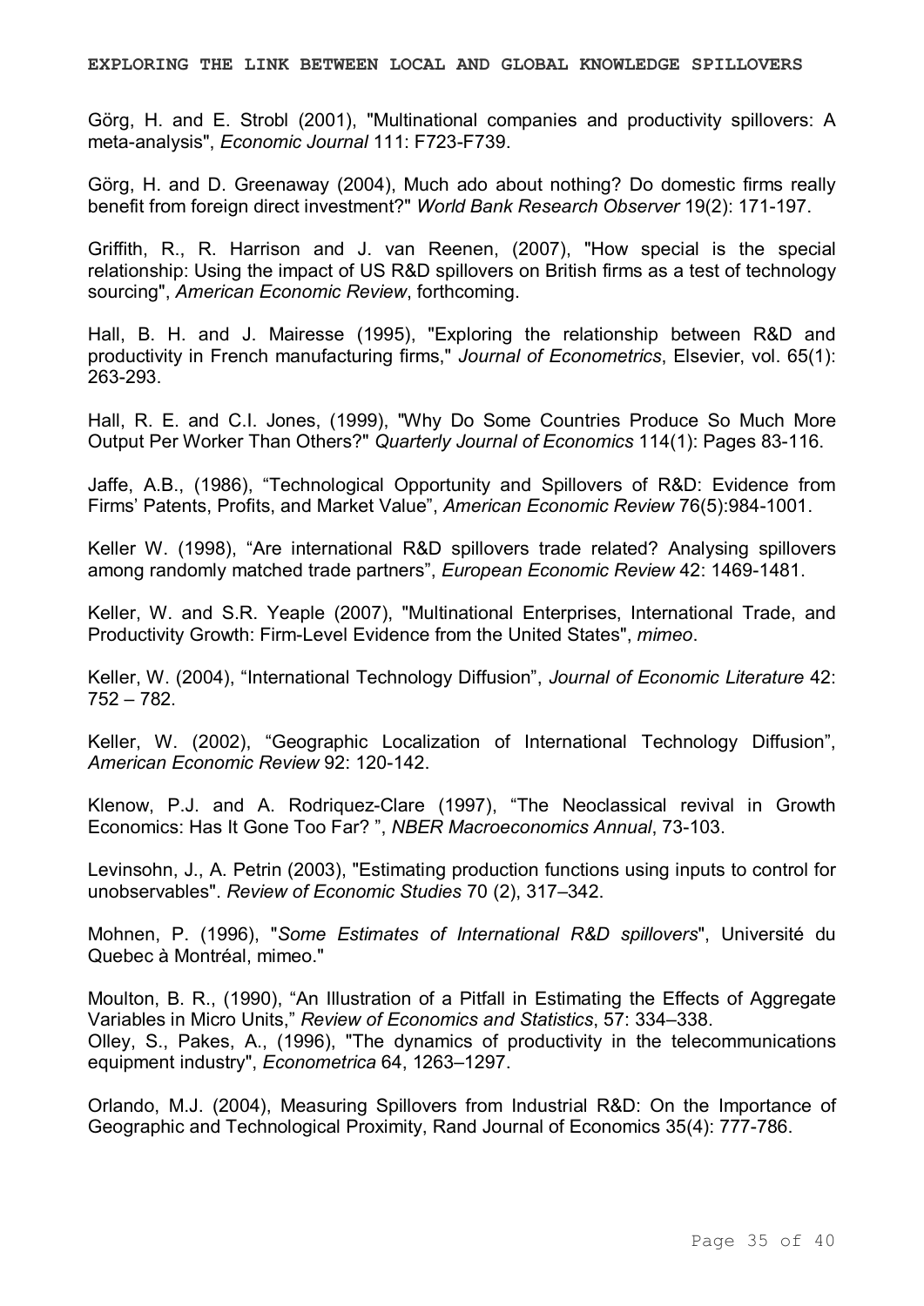Görg, H. and E. Strobl (2001), "Multinational companies and productivity spillovers: A meta-analysis", *Economic Journal* 111: F723-F739.

Görg, H. and D. Greenaway (2004), Much ado about nothing? Do domestic firms really benefit from foreign direct investment?" *World Bank Research Observer* 19(2): 171-197.

Griffith, R., R. Harrison and J. van Reenen, (2007), "How special is the special relationship: Using the impact of US R&D spillovers on British firms as a test of technology sourcing", *American Economic Review*, forthcoming.

Hall, B. H. and J. Mairesse (1995), "Exploring the relationship between R&D and productivity in French manufacturing firms," *Journal of Econometrics*, Elsevier, vol. 65(1): 263-293.

Hall, R. E. and C.I. Jones, (1999), "Why Do Some Countries Produce So Much More Output Per Worker Than Others?" *Quarterly Journal of Economics* 114(1): Pages 83-116.

Jaffe, A.B., (1986), "Technological Opportunity and Spillovers of R&D: Evidence from Firms' Patents, Profits, and Market Value", *American Economic Review* 76(5):984-1001.

Keller W. (1998), "Are international R&D spillovers trade related? Analysing spillovers among randomly matched trade partners", *European Economic Review* 42: 1469-1481.

Keller, W. and S.R. Yeaple (2007), "Multinational Enterprises, International Trade, and Productivity Growth: Firm-Level Evidence from the United States", *mimeo*.

Keller, W. (2004), "International Technology Diffusion", *Journal of Economic Literature* 42: 752 – 782.

Keller, W. (2002), "Geographic Localization of International Technology Diffusion", *American Economic Review* 92: 120-142.

Klenow, P.J. and A. Rodriquez-Clare (1997), "The Neoclassical revival in Growth Economics: Has It Gone Too Far? ", *NBER Macroeconomics Annual*, 73-103.

Levinsohn, J., A. Petrin (2003), "Estimating production functions using inputs to control for unobservables". *Review of Economic Studies* 70 (2), 317–342.

Mohnen, P. (1996), "*Some Estimates of International R&D spillovers*", Université du Quebec à Montréal, mimeo."

Moulton, B. R., (1990), "An Illustration of a Pitfall in Estimating the Effects of Aggregate Variables in Micro Units," *Review of Economics and Statistics*, 57: 334–338.

Olley, S., Pakes, A., (1996), "The dynamics of productivity in the telecommunications equipment industry", *Econometrica* 64, 1263–1297.

Orlando, M.J. (2004), Measuring Spillovers from Industrial R&D: On the Importance of Geographic and Technological Proximity, Rand Journal of Economics 35(4): 777-786.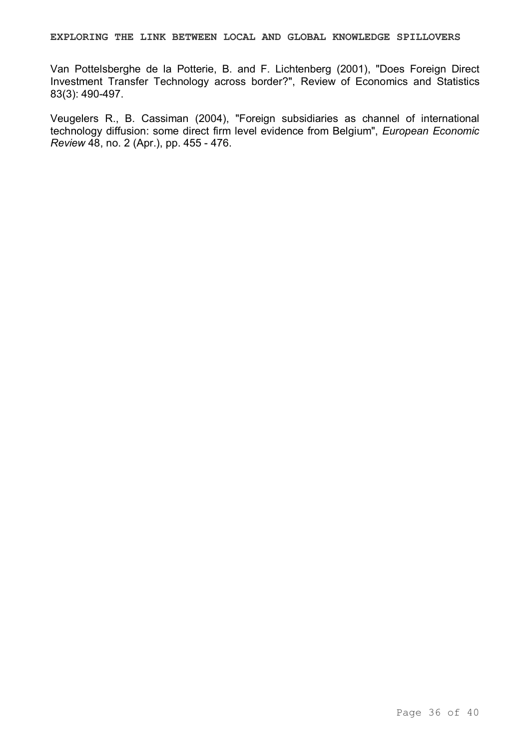Van Pottelsberghe de la Potterie, B. and F. Lichtenberg (2001), "Does Foreign Direct Investment Transfer Technology across border?", Review of Economics and Statistics 83(3): 490-497.

Veugelers R., B. Cassiman (2004), "Foreign subsidiaries as channel of international technology diffusion: some direct firm level evidence from Belgium", *European Economic Review* 48, no. 2 (Apr.), pp. 455 - 476.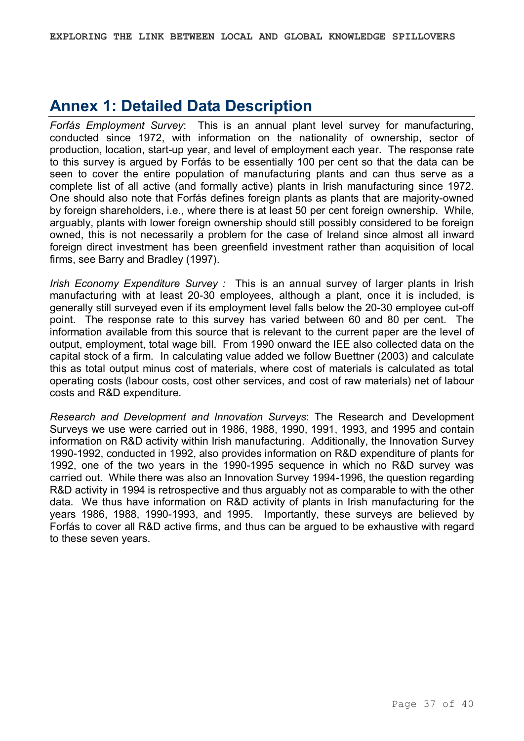# Annex 1: Detailed Data Description

*Forfás Employment Survey*: This is an annual plant level survey for manufacturing, conducted since 1972, with information on the nationality of ownership, sector of production, location, start-up year, and level of employment each year. The response rate to this survey is argued by Forfás to be essentially 100 per cent so that the data can be seen to cover the entire population of manufacturing plants and can thus serve as a complete list of all active (and formally active) plants in Irish manufacturing since 1972. One should also note that Forfás defines foreign plants as plants that are majority-owned by foreign shareholders, i.e., where there is at least 50 per cent foreign ownership. While, arguably, plants with lower foreign ownership should still possibly considered to be foreign owned, this is not necessarily a problem for the case of Ireland since almost all inward foreign direct investment has been greenfield investment rather than acquisition of local firms, see Barry and Bradley (1997).

*Irish Economy Expenditure Survey :* This is an annual survey of larger plants in Irish manufacturing with at least 20-30 employees, although a plant, once it is included, is generally still surveyed even if its employment level falls below the 20-30 employee cut-off point. The response rate to this survey has varied between 60 and 80 per cent. The information available from this source that is relevant to the current paper are the level of output, employment, total wage bill. From 1990 onward the IEE also collected data on the capital stock of a firm. In calculating value added we follow Buettner (2003) and calculate this as total output minus cost of materials, where cost of materials is calculated as total operating costs (labour costs, cost other services, and cost of raw materials) net of labour costs and R&D expenditure.

*Research and Development and Innovation Surveys*: The Research and Development Surveys we use were carried out in 1986, 1988, 1990, 1991, 1993, and 1995 and contain information on R&D activity within Irish manufacturing. Additionally, the Innovation Survey 1990-1992, conducted in 1992, also provides information on R&D expenditure of plants for 1992, one of the two years in the 1990-1995 sequence in which no R&D survey was carried out. While there was also an Innovation Survey 1994-1996, the question regarding R&D activity in 1994 is retrospective and thus arguably not as comparable to with the other data. We thus have information on R&D activity of plants in Irish manufacturing for the years 1986, 1988, 1990-1993, and 1995. Importantly, these surveys are believed by Forfás to cover all R&D active firms, and thus can be argued to be exhaustive with regard to these seven years.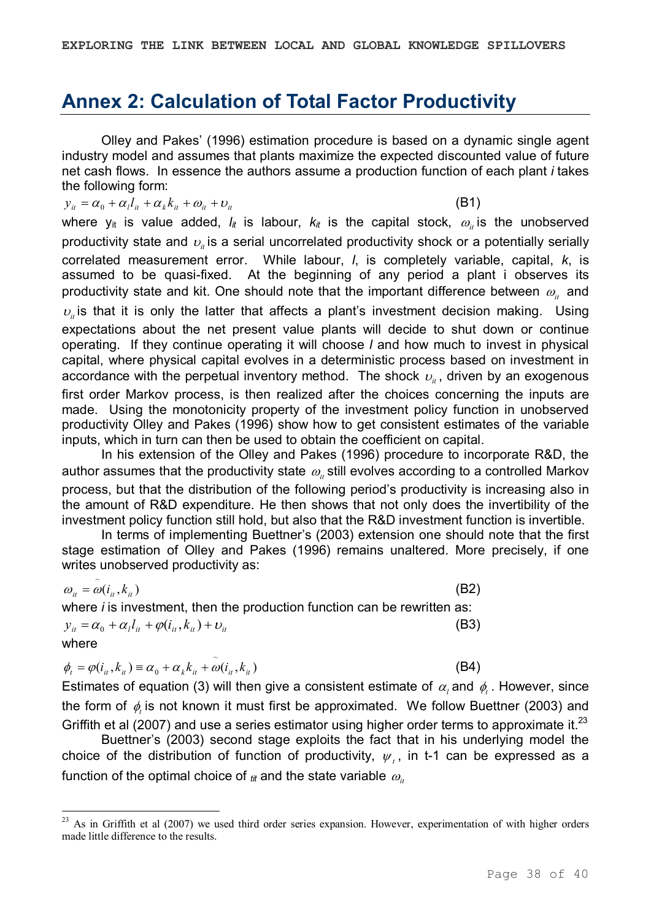# Annex 2: Calculation of Total Factor Productivity

Olley and Pakes' (1996) estimation procedure is based on a dynamic single agent industry model and assumes that plants maximize the expected discounted value of future net cash flows. In essence the authors assume a production function of each plant *i* takes the following form:

$$y_{it} = \alpha_0 + \alpha_l l_{it} + \alpha_k k_{it} + \omega_{it} + \upsilon_{it} \qquad \text{(B1)}$$

where $y_{it}$ is value added, $l_{it}$ is labour, $k_{it}$ is the capital stock, $\omega_{it}$ is the unobserved productivity state and $\upsilon_{it}$ is a serial uncorrelated productivity shock or a potentially serially correlated measurement error. While labour, *l*, is completely variable, capital, *k*, is assumed to be quasi-fixed. At the beginning of any period a plant i observes its productivity state and kit. One should note that the important difference between $\omega_{it}$ and $\upsilon_{it}$ is that it is only the latter that affects a plant's investment decision making. Using expectations about the net present value plants will decide to shut down or continue operating. If they continue operating it will choose *l* and how much to invest in physical capital, where physical capital evolves in a deterministic process based on investment in accordance with the perpetual inventory method. The shock $\upsilon_{it}$, driven by an exogenous first order Markov process, is then realized after the choices concerning the inputs are made. Using the monotonicity property of the investment policy function in unobserved productivity Olley and Pakes (1996) show how to get consistent estimates of the variable inputs, which in turn can then be used to obtain the coefficient on capital.

In his extension of the Olley and Pakes (1996) procedure to incorporate R&D, the author assumes that the productivity state $\omega_{it}$ still evolves according to a controlled Markov process, but that the distribution of the following period's productivity is increasing also in the amount of R&D expenditure. He then shows that not only does the invertibility of the investment policy function still hold, but also that the R&D investment function is invertible.

In terms of implementing Buettner's (2003) extension one should note that the first stage estimation of Olley and Pakes (1996) remains unaltered. More precisely, if one writes unobserved productivity as:

$$\omega_{it} = \tilde{\omega}(i_{it}, k_{it}) \qquad \text{(B2)}$$

where *i* is investment, then the production function can be rewritten as:

$$y_{it} = \alpha_0 + \alpha_l l_{it} + \varphi(i_{it}, k_{it}) + \upsilon_{it} \qquad \text{(B3)}$$

where

$$\phi_t = \varphi(i_{it}, k_{it}) \equiv \alpha_0 + \alpha_k k_{it} + \tilde{\omega}(i_{it}, k_{it}) \qquad \text{(B4)}$$

Estimates of equation (3) will then give a consistent estimate of $\alpha_l$ and $\phi_t$. However, since the form of $\phi_t$ is not known it must first be approximated. We follow Buettner (2003) and Griffith et al (2007) and use a series estimator using higher order terms to approximate it.[23]

Buettner's (2003) second stage exploits the fact that in his underlying model the choice of the distribution of function of productivity, $\psi_t$, in t-1 can be expressed as a function of the optimal choice of $_{tit}$ and the state variable $\omega_{it}$

[23] As in Griffith et al (2007) we used third order series expansion. However, experimentation of with higher orders made little difference to the results.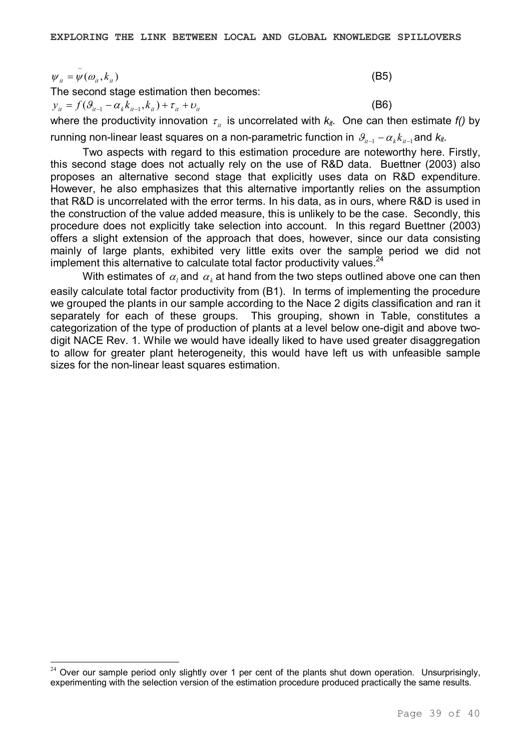$$\psi_{it} = \tilde{\psi}(\omega_{it}, k_{it}) \tag{B5}$$

The second stage estimation then becomes:

$$y_{it} = f(\vartheta_{it-1} - \alpha_k k_{it-1}, k_{it}) + \tau_{it} + \upsilon_{it} \tag{B6}$$

where the productivity innovation $\tau_{it}$ is uncorrelated with $k_{it}$. One can then estimate *f()* by running non-linear least squares on a non-parametric function in $\vartheta_{it-1} - \alpha_k k_{it-1}$ and $k_{it}$.

Two aspects with regard to this estimation procedure are noteworthy here. Firstly, this second stage does not actually rely on the use of R&D data. Buettner (2003) also proposes an alternative second stage that explicitly uses data on R&D expenditure. However, he also emphasizes that this alternative importantly relies on the assumption that R&D is uncorrelated with the error terms. In his data, as in ours, where R&D is used in the construction of the value added measure, this is unlikely to be the case. Secondly, this procedure does not explicitly take selection into account. In this regard Buettner (2003) offers a slight extension of the approach that does, however, since our data consisting mainly of large plants, exhibited very little exits over the sample period we did not implement this alternative to calculate total factor productivity values.[24]

With estimates of $\alpha_l$ and $\alpha_k$ at hand from the two steps outlined above one can then easily calculate total factor productivity from (B1). In terms of implementing the procedure we grouped the plants in our sample according to the Nace 2 digits classification and ran it separately for each of these groups. This grouping, shown in Table, constitutes a categorization of the type of production of plants at a level below one-digit and above two-digit NACE Rev. 1. While we would have ideally liked to have used greater disaggregation to allow for greater plant heterogeneity, this would have left us with unfeasible sample sizes for the non-linear least squares estimation.

[24] Over our sample period only slightly over 1 per cent of the plants shut down operation. Unsurprisingly, experimenting with the selection version of the estimation procedure produced practically the same results.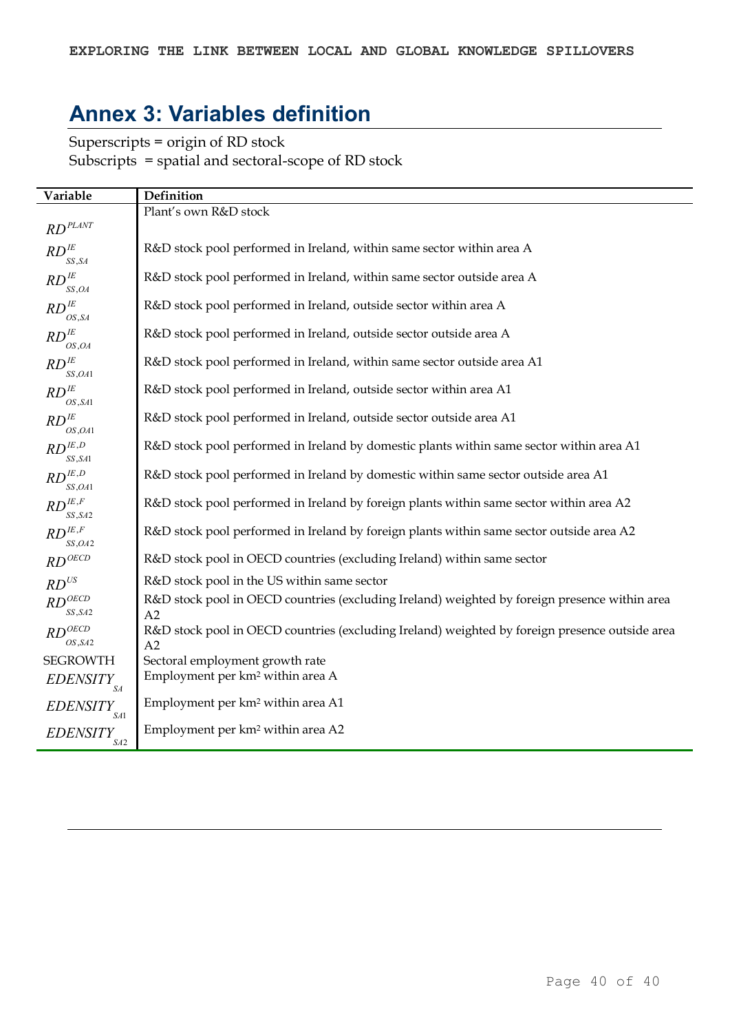# Annex 3: Variables definition

Superscripts = origin of RD stock
Subscripts = spatial and sectoral-scope of RD stock

| Variable | Definition |
|---|---|
| $RD^{PLANT}$ | Plant's own R&D stock |
| $RD^{IE}_{SS,SA}$ | R&D stock pool performed in Ireland, within same sector within area A |
| $RD^{IE}_{SS,OA}$ | R&D stock pool performed in Ireland, within same sector outside area A |
| $RD^{IE}_{OS,SA}$ | R&D stock pool performed in Ireland, outside sector within area A |
| $RD^{IE}_{OS,OA}$ | R&D stock pool performed in Ireland, outside sector outside area A |
| $RD^{IE}_{SS,OA1}$ | R&D stock pool performed in Ireland, within same sector outside area A1 |
| $RD^{IE}_{OS,SA1}$ | R&D stock pool performed in Ireland, outside sector within area A1 |
| $RD^{IE}_{OS,OA1}$ | R&D stock pool performed in Ireland, outside sector outside area A1 |
| $RD^{IE,D}_{SS,SA1}$ | R&D stock pool performed in Ireland by domestic plants within same sector within area A1 |
| $RD^{IE,D}_{SS,OA1}$ | R&D stock pool performed in Ireland by domestic within same sector outside area A1 |
| $RD^{IE,F}_{SS,SA2}$ | R&D stock pool performed in Ireland by foreign plants within same sector within area A2 |
| $RD^{IE,F}_{SS,OA2}$ | R&D stock pool performed in Ireland by foreign plants within same sector outside area A2 |
| $RD^{OECD}$ | R&D stock pool in OECD countries (excluding Ireland) within same sector |
| $RD^{US}$ | R&D stock pool in the US within same sector |
| $RD^{OECD}_{SS,SA2}$ | R&D stock pool in OECD countries (excluding Ireland) weighted by foreign presence within area A2 |
| $RD^{OECD}_{OS,SA2}$ | R&D stock pool in OECD countries (excluding Ireland) weighted by foreign presence outside area A2 |
| SEGROWTH | Sectoral employment growth rate |
| $EDENSITY_{SA}$ | Employment per km² within area A |
| $EDENSITY_{SA1}$ | Employment per km² within area A1 |
| $EDENSITY_{SA2}$ | Employment per km² within area A2 |